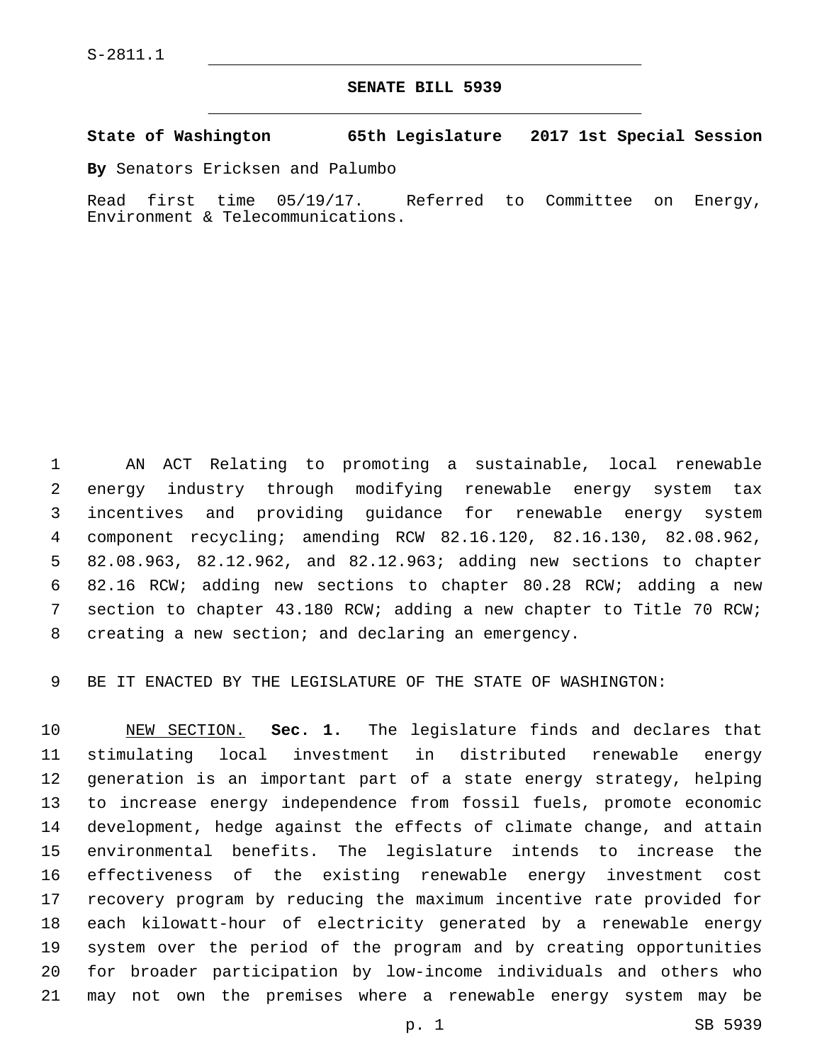S-2811.1

# SENATE BILL 5939

**State of Washington 65th Legislature 2017 1st Special Session**

**By** Senators Ericksen and Palumbo

Read first time 05/19/17. Referred to Committee on Energy, Environment & Telecommunications.

AN ACT Relating to promoting a sustainable, local renewable energy industry through modifying renewable energy system tax incentives and providing guidance for renewable energy system component recycling; amending RCW 82.16.120, 82.16.130, 82.08.962, 82.08.963, 82.12.962, and 82.12.963; adding new sections to chapter 82.16 RCW; adding new sections to chapter 80.28 RCW; adding a new section to chapter 43.180 RCW; adding a new chapter to Title 70 RCW; creating a new section; and declaring an emergency.

BE IT ENACTED BY THE LEGISLATURE OF THE STATE OF WASHINGTON:

NEW SECTION. **Sec. 1.** The legislature finds and declares that stimulating local investment in distributed renewable energy generation is an important part of a state energy strategy, helping to increase energy independence from fossil fuels, promote economic development, hedge against the effects of climate change, and attain environmental benefits. The legislature intends to increase the effectiveness of the existing renewable energy investment cost recovery program by reducing the maximum incentive rate provided for each kilowatt-hour of electricity generated by a renewable energy system over the period of the program and by creating opportunities for broader participation by low-income individuals and others who may not own the premises where a renewable energy system may be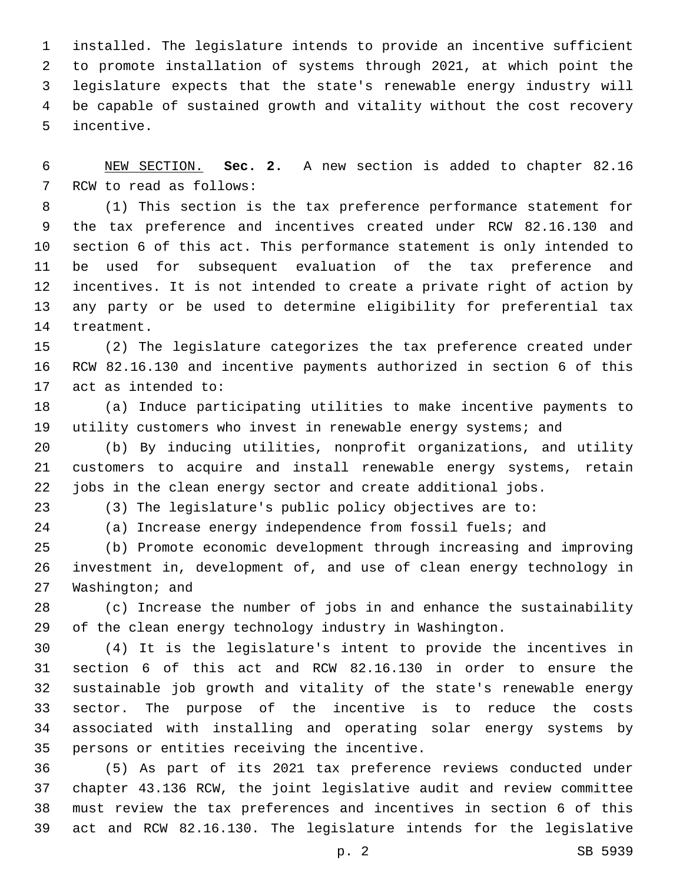installed. The legislature intends to provide an incentive sufficient to promote installation of systems through 2021, at which point the legislature expects that the state's renewable energy industry will be capable of sustained growth and vitality without the cost recovery incentive.

NEW SECTION. **Sec. 2.** A new section is added to chapter 82.16 RCW to read as follows:

(1) This section is the tax preference performance statement for the tax preference and incentives created under RCW 82.16.130 and section 6 of this act. This performance statement is only intended to be used for subsequent evaluation of the tax preference and incentives. It is not intended to create a private right of action by any party or be used to determine eligibility for preferential tax treatment.

(2) The legislature categorizes the tax preference created under RCW 82.16.130 and incentive payments authorized in section 6 of this act as intended to:

(a) Induce participating utilities to make incentive payments to utility customers who invest in renewable energy systems; and

(b) By inducing utilities, nonprofit organizations, and utility customers to acquire and install renewable energy systems, retain jobs in the clean energy sector and create additional jobs.

(3) The legislature's public policy objectives are to:

(a) Increase energy independence from fossil fuels; and

(b) Promote economic development through increasing and improving investment in, development of, and use of clean energy technology in Washington; and

(c) Increase the number of jobs in and enhance the sustainability of the clean energy technology industry in Washington.

(4) It is the legislature's intent to provide the incentives in section 6 of this act and RCW 82.16.130 in order to ensure the sustainable job growth and vitality of the state's renewable energy sector. The purpose of the incentive is to reduce the costs associated with installing and operating solar energy systems by persons or entities receiving the incentive.

(5) As part of its 2021 tax preference reviews conducted under chapter 43.136 RCW, the joint legislative audit and review committee must review the tax preferences and incentives in section 6 of this act and RCW 82.16.130. The legislature intends for the legislative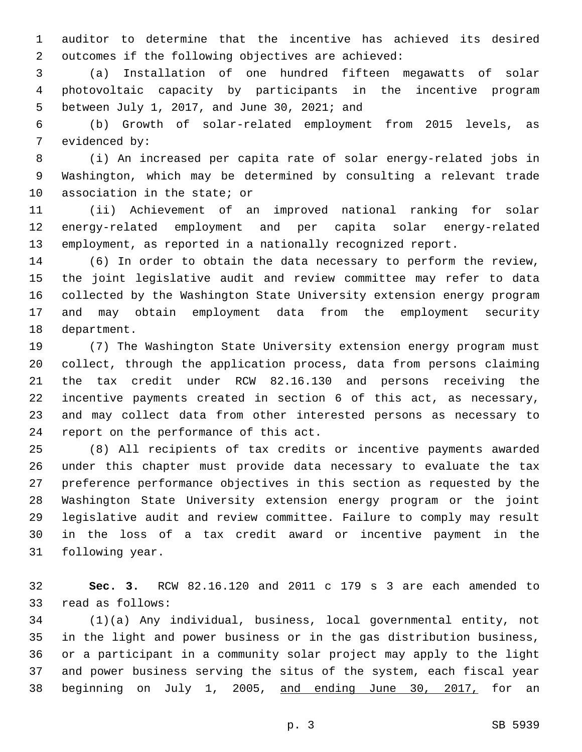auditor to determine that the incentive has achieved its desired outcomes if the following objectives are achieved:

(a) Installation of one hundred fifteen megawatts of solar photovoltaic capacity by participants in the incentive program between July 1, 2017, and June 30, 2021; and

(b) Growth of solar-related employment from 2015 levels, as evidenced by:

(i) An increased per capita rate of solar energy-related jobs in Washington, which may be determined by consulting a relevant trade association in the state; or

(ii) Achievement of an improved national ranking for solar energy-related employment and per capita solar energy-related employment, as reported in a nationally recognized report.

(6) In order to obtain the data necessary to perform the review, the joint legislative audit and review committee may refer to data collected by the Washington State University extension energy program and may obtain employment data from the employment security department.

(7) The Washington State University extension energy program must collect, through the application process, data from persons claiming the tax credit under RCW 82.16.130 and persons receiving the incentive payments created in section 6 of this act, as necessary, and may collect data from other interested persons as necessary to report on the performance of this act.

(8) All recipients of tax credits or incentive payments awarded under this chapter must provide data necessary to evaluate the tax preference performance objectives in this section as requested by the Washington State University extension energy program or the joint legislative audit and review committee. Failure to comply may result in the loss of a tax credit award or incentive payment in the following year.

**Sec. 3.** RCW 82.16.120 and 2011 c 179 s 3 are each amended to read as follows:

(1)(a) Any individual, business, local governmental entity, not in the light and power business or in the gas distribution business, or a participant in a community solar project may apply to the light and power business serving the situs of the system, each fiscal year beginning on July 1, 2005, <u>and ending June 30, 2017,</u> for an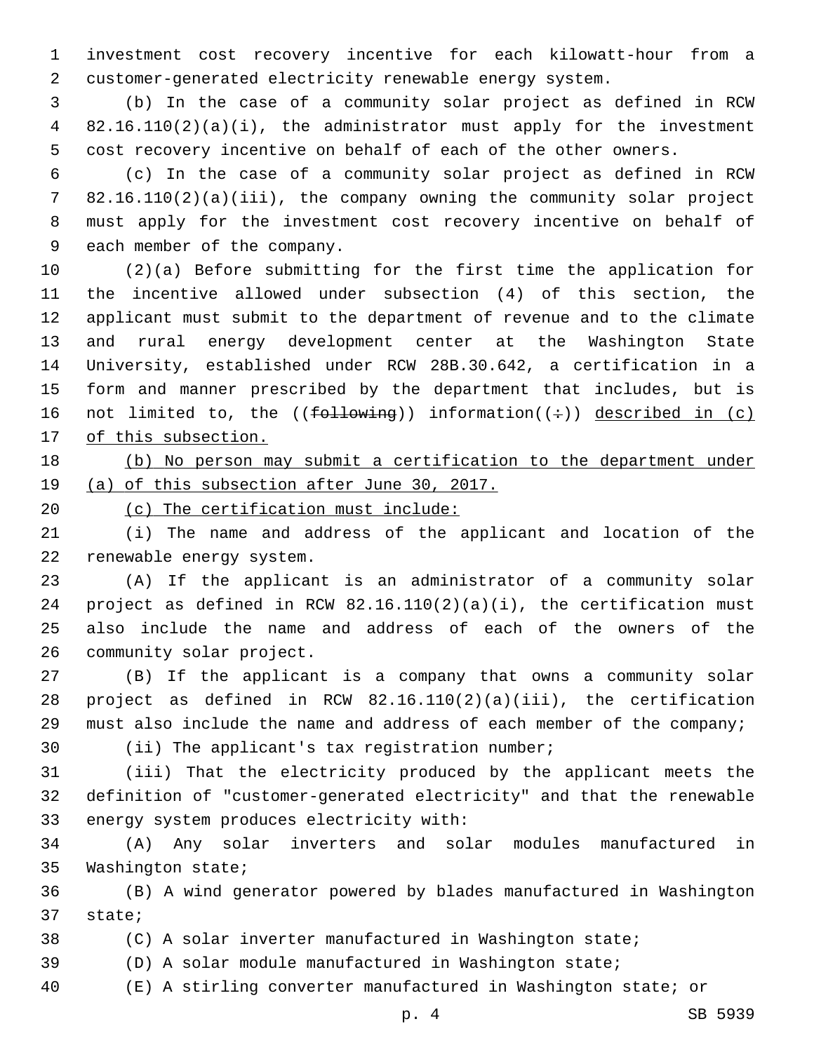investment cost recovery incentive for each kilowatt-hour from a customer-generated electricity renewable energy system.

(b) In the case of a community solar project as defined in RCW 82.16.110(2)(a)(i), the administrator must apply for the investment cost recovery incentive on behalf of each of the other owners.

(c) In the case of a community solar project as defined in RCW 82.16.110(2)(a)(iii), the company owning the community solar project must apply for the investment cost recovery incentive on behalf of each member of the company.

(2)(a) Before submitting for the first time the application for the incentive allowed under subsection (4) of this section, the applicant must submit to the department of revenue and to the climate and rural energy development center at the Washington State University, established under RCW 28B.30.642, a certification in a form and manner prescribed by the department that includes, but is not limited to, the ((~~following~~)) information((~~:~~)) <u>described in (c) of this subsection.</u>

<u>(b) No person may submit a certification to the department under (a) of this subsection after June 30, 2017.</u>

<u>(c) The certification must include:</u>

(i) The name and address of the applicant and location of the renewable energy system.

(A) If the applicant is an administrator of a community solar project as defined in RCW 82.16.110(2)(a)(i), the certification must also include the name and address of each of the owners of the community solar project.

(B) If the applicant is a company that owns a community solar project as defined in RCW 82.16.110(2)(a)(iii), the certification must also include the name and address of each member of the company;

(ii) The applicant's tax registration number;

(iii) That the electricity produced by the applicant meets the definition of "customer-generated electricity" and that the renewable energy system produces electricity with:

(A) Any solar inverters and solar modules manufactured in Washington state;

(B) A wind generator powered by blades manufactured in Washington state;

(C) A solar inverter manufactured in Washington state;

(D) A solar module manufactured in Washington state;

(E) A stirling converter manufactured in Washington state; or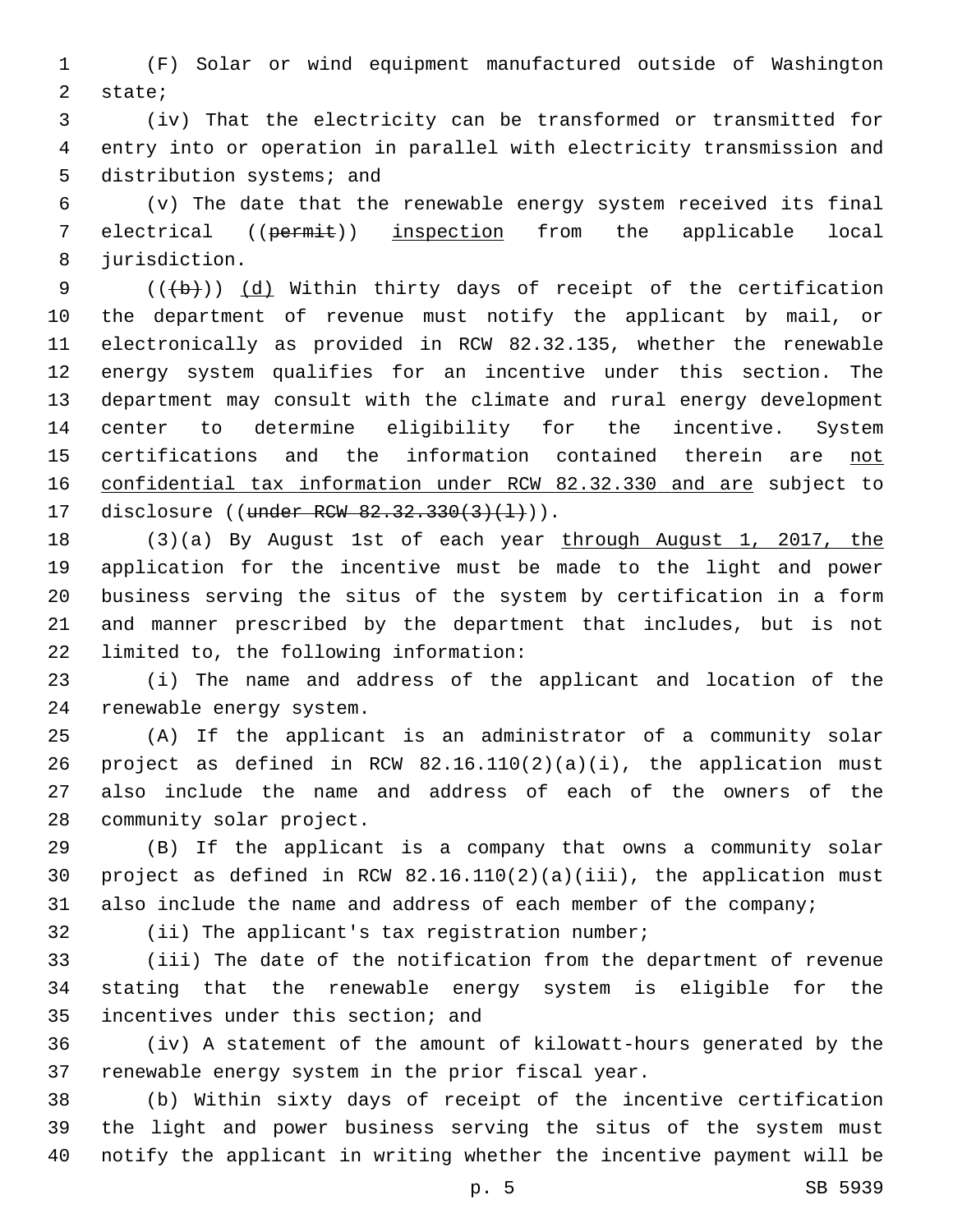(F) Solar or wind equipment manufactured outside of Washington state;

(iv) That the electricity can be transformed or transmitted for entry into or operation in parallel with electricity transmission and distribution systems; and

(v) The date that the renewable energy system received its final electrical ((~~permit~~)) <u>inspection</u> from the applicable local jurisdiction.

((~~(b)~~)) <u>(d)</u> Within thirty days of receipt of the certification the department of revenue must notify the applicant by mail, or electronically as provided in RCW 82.32.135, whether the renewable energy system qualifies for an incentive under this section. The department may consult with the climate and rural energy development center to determine eligibility for the incentive. System certifications and the information contained therein are <u>not confidential tax information under RCW 82.32.330 and are</u> subject to disclosure ((~~under RCW 82.32.330(3)(l)~~)).

(3)(a) By August 1st of each year <u>through August 1, 2017, the</u> application for the incentive must be made to the light and power business serving the situs of the system by certification in a form and manner prescribed by the department that includes, but is not limited to, the following information:

(i) The name and address of the applicant and location of the renewable energy system.

(A) If the applicant is an administrator of a community solar project as defined in RCW 82.16.110(2)(a)(i), the application must also include the name and address of each of the owners of the community solar project.

(B) If the applicant is a company that owns a community solar project as defined in RCW 82.16.110(2)(a)(iii), the application must also include the name and address of each member of the company;

(ii) The applicant's tax registration number;

(iii) The date of the notification from the department of revenue stating that the renewable energy system is eligible for the incentives under this section; and

(iv) A statement of the amount of kilowatt-hours generated by the renewable energy system in the prior fiscal year.

(b) Within sixty days of receipt of the incentive certification the light and power business serving the situs of the system must notify the applicant in writing whether the incentive payment will be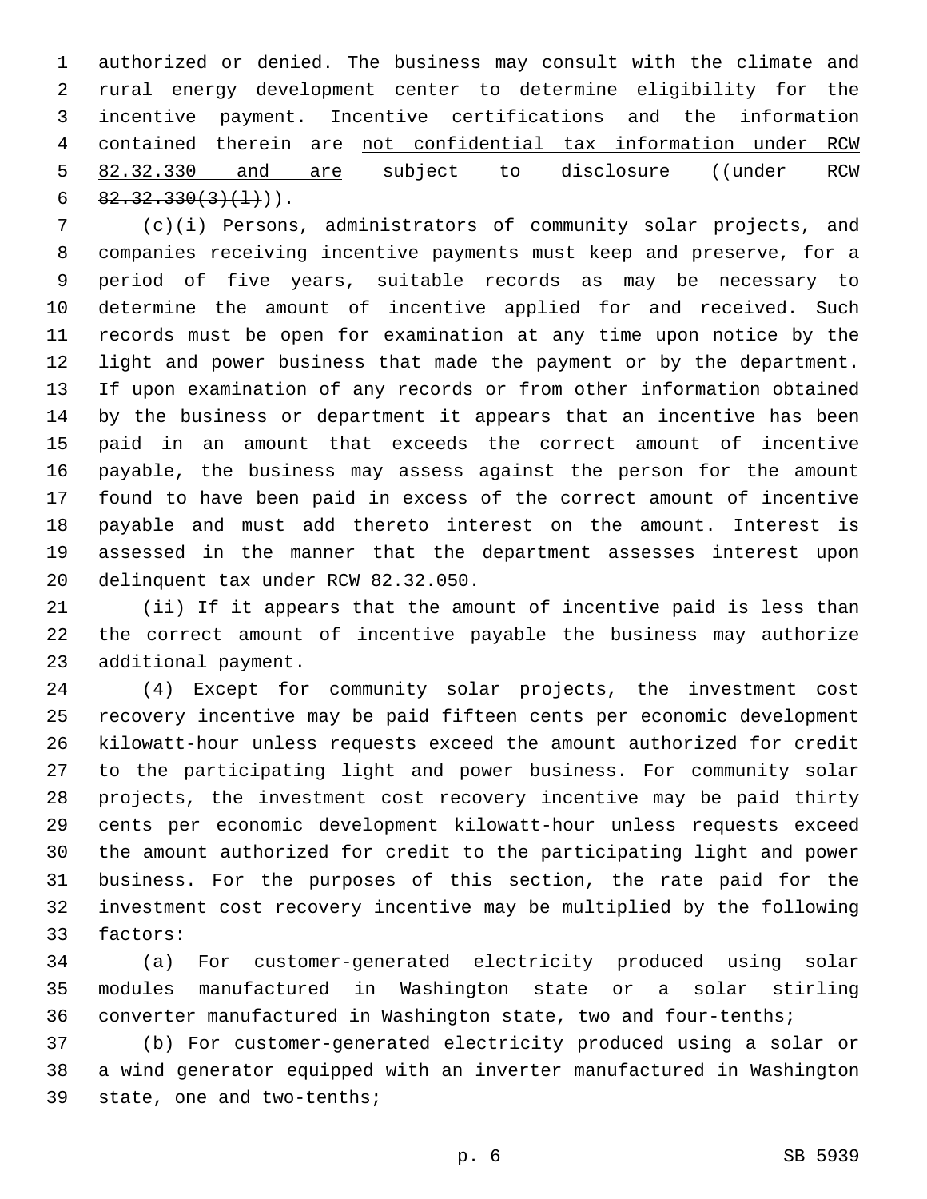authorized or denied. The business may consult with the climate and rural energy development center to determine eligibility for the incentive payment. Incentive certifications and the information contained therein are <u>not confidential tax information under RCW 82.32.330 and are</u> subject to disclosure ((~~under RCW 82.32.330(3)(l)~~)).

(c)(i) Persons, administrators of community solar projects, and companies receiving incentive payments must keep and preserve, for a period of five years, suitable records as may be necessary to determine the amount of incentive applied for and received. Such records must be open for examination at any time upon notice by the light and power business that made the payment or by the department. If upon examination of any records or from other information obtained by the business or department it appears that an incentive has been paid in an amount that exceeds the correct amount of incentive payable, the business may assess against the person for the amount found to have been paid in excess of the correct amount of incentive payable and must add thereto interest on the amount. Interest is assessed in the manner that the department assesses interest upon delinquent tax under RCW 82.32.050.

(ii) If it appears that the amount of incentive paid is less than the correct amount of incentive payable the business may authorize additional payment.

(4) Except for community solar projects, the investment cost recovery incentive may be paid fifteen cents per economic development kilowatt-hour unless requests exceed the amount authorized for credit to the participating light and power business. For community solar projects, the investment cost recovery incentive may be paid thirty cents per economic development kilowatt-hour unless requests exceed the amount authorized for credit to the participating light and power business. For the purposes of this section, the rate paid for the investment cost recovery incentive may be multiplied by the following factors:

(a) For customer-generated electricity produced using solar modules manufactured in Washington state or a solar stirling converter manufactured in Washington state, two and four-tenths;

(b) For customer-generated electricity produced using a solar or a wind generator equipped with an inverter manufactured in Washington state, one and two-tenths;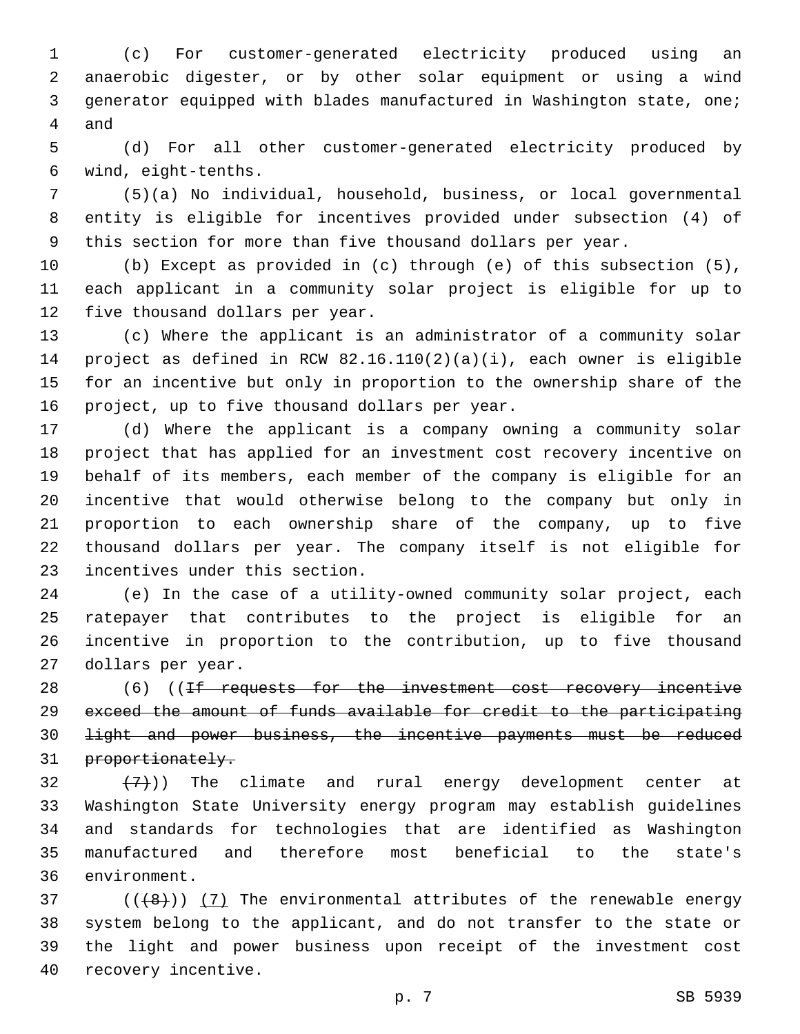(c) For customer-generated electricity produced using an anaerobic digester, or by other solar equipment or using a wind generator equipped with blades manufactured in Washington state, one; and

(d) For all other customer-generated electricity produced by wind, eight-tenths.

(5)(a) No individual, household, business, or local governmental entity is eligible for incentives provided under subsection (4) of this section for more than five thousand dollars per year.

(b) Except as provided in (c) through (e) of this subsection (5), each applicant in a community solar project is eligible for up to five thousand dollars per year.

(c) Where the applicant is an administrator of a community solar project as defined in RCW 82.16.110(2)(a)(i), each owner is eligible for an incentive but only in proportion to the ownership share of the project, up to five thousand dollars per year.

(d) Where the applicant is a company owning a community solar project that has applied for an investment cost recovery incentive on behalf of its members, each member of the company is eligible for an incentive that would otherwise belong to the company but only in proportion to each ownership share of the company, up to five thousand dollars per year. The company itself is not eligible for incentives under this section.

(e) In the case of a utility-owned community solar project, each ratepayer that contributes to the project is eligible for an incentive in proportion to the contribution, up to five thousand dollars per year.

(6) ((~~If requests for the investment cost recovery incentive exceed the amount of funds available for credit to the participating light and power business, the incentive payments must be reduced proportionately.~~

~~(7)~~)) The climate and rural energy development center at Washington State University energy program may establish guidelines and standards for technologies that are identified as Washington manufactured and therefore most beneficial to the state's environment.

((~~(8)~~)) <u>(7)</u> The environmental attributes of the renewable energy system belong to the applicant, and do not transfer to the state or the light and power business upon receipt of the investment cost recovery incentive.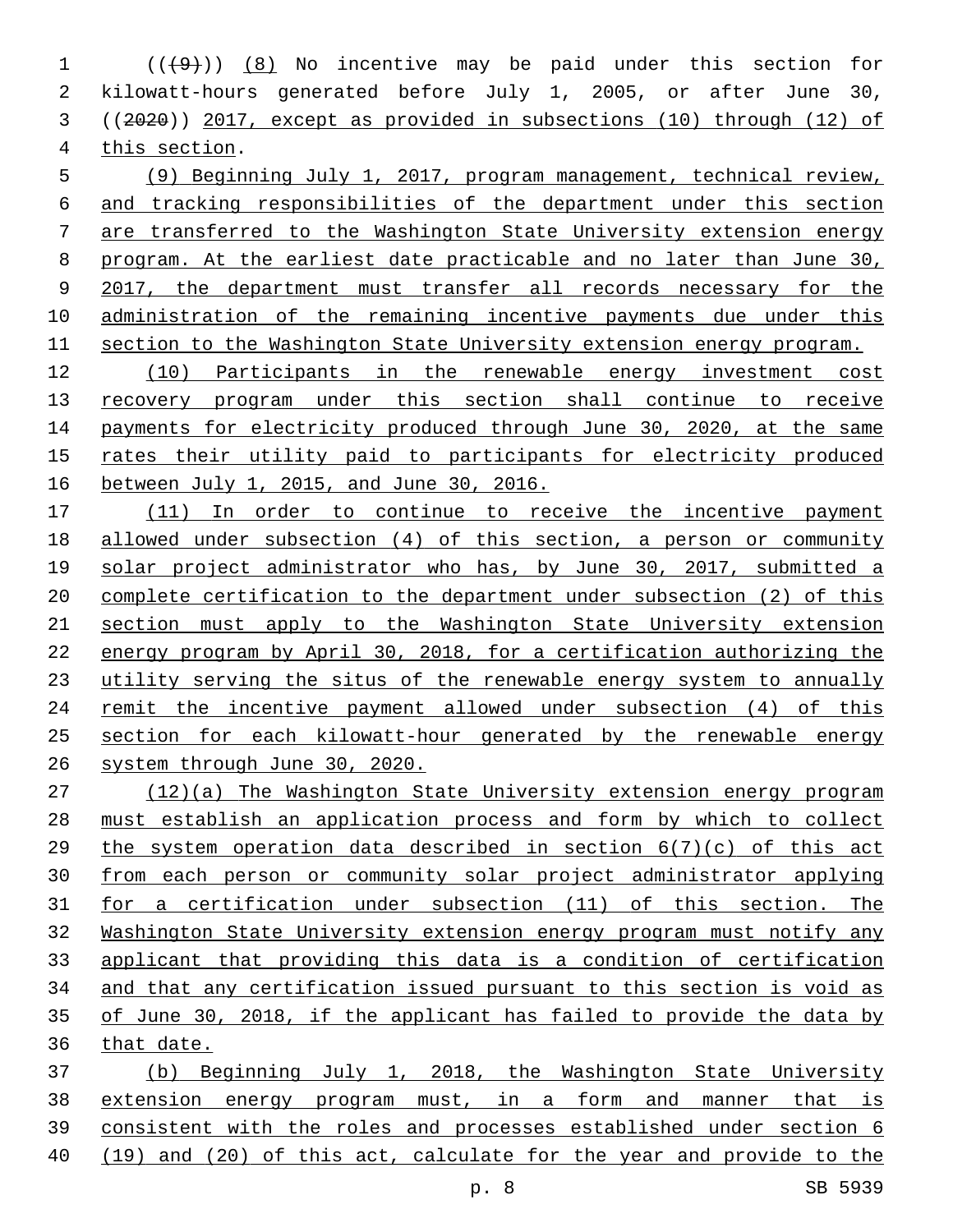((~~(9)~~)) (8) No incentive may be paid under this section for kilowatt-hours generated before July 1, 2005, or after June 30, ((~~2020~~)) 2017, except as provided in subsections (10) through (12) of this section.

(9) Beginning July 1, 2017, program management, technical review, and tracking responsibilities of the department under this section are transferred to the Washington State University extension energy program. At the earliest date practicable and no later than June 30, 2017, the department must transfer all records necessary for the administration of the remaining incentive payments due under this section to the Washington State University extension energy program.

(10) Participants in the renewable energy investment cost recovery program under this section shall continue to receive payments for electricity produced through June 30, 2020, at the same rates their utility paid to participants for electricity produced between July 1, 2015, and June 30, 2016.

(11) In order to continue to receive the incentive payment allowed under subsection (4) of this section, a person or community solar project administrator who has, by June 30, 2017, submitted a complete certification to the department under subsection (2) of this section must apply to the Washington State University extension energy program by April 30, 2018, for a certification authorizing the utility serving the situs of the renewable energy system to annually remit the incentive payment allowed under subsection (4) of this section for each kilowatt-hour generated by the renewable energy system through June 30, 2020.

(12)(a) The Washington State University extension energy program must establish an application process and form by which to collect the system operation data described in section 6(7)(c) of this act from each person or community solar project administrator applying for a certification under subsection (11) of this section. The Washington State University extension energy program must notify any applicant that providing this data is a condition of certification and that any certification issued pursuant to this section is void as of June 30, 2018, if the applicant has failed to provide the data by that date.

(b) Beginning July 1, 2018, the Washington State University extension energy program must, in a form and manner that is consistent with the roles and processes established under section 6 (19) and (20) of this act, calculate for the year and provide to the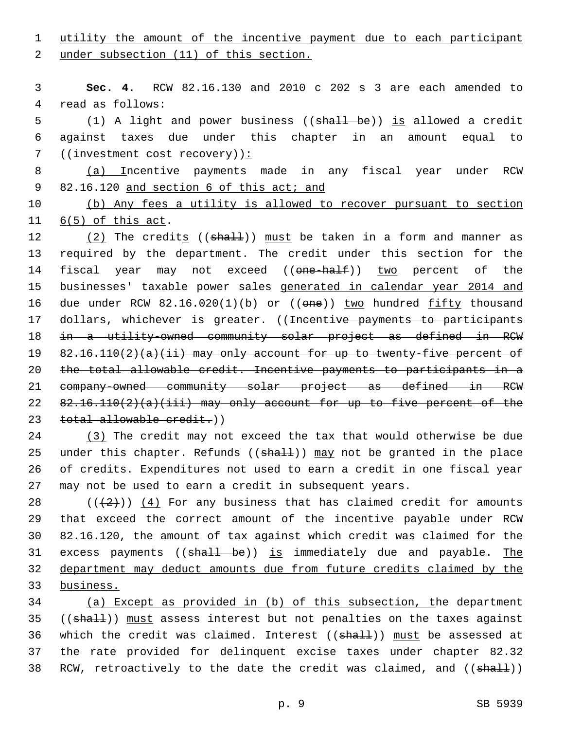utility the amount of the incentive payment due to each participant under subsection (11) of this section.

**Sec. 4.** RCW 82.16.130 and 2010 c 202 s 3 are each amended to read as follows:

(1) A light and power business ((~~shall be~~)) is allowed a credit against taxes due under this chapter in an amount equal to ((~~investment cost recovery~~)):

(a) Incentive payments made in any fiscal year under RCW 82.16.120 and section 6 of this act; and

(b) Any fees a utility is allowed to recover pursuant to section 6(5) of this act.

(2) The credits ((~~shall~~)) must be taken in a form and manner as required by the department. The credit under this section for the fiscal year may not exceed ((~~one-half~~)) two percent of the businesses' taxable power sales generated in calendar year 2014 and due under RCW 82.16.020(1)(b) or ((~~one~~)) two hundred fifty thousand dollars, whichever is greater. ((~~Incentive payments to participants in a utility-owned community solar project as defined in RCW 82.16.110(2)(a)(ii) may only account for up to twenty-five percent of the total allowable credit. Incentive payments to participants in a company-owned community solar project as defined in RCW 82.16.110(2)(a)(iii) may only account for up to five percent of the total allowable credit.~~))

(3) The credit may not exceed the tax that would otherwise be due under this chapter. Refunds ((~~shall~~)) may not be granted in the place of credits. Expenditures not used to earn a credit in one fiscal year may not be used to earn a credit in subsequent years.

((~~(2)~~)) (4) For any business that has claimed credit for amounts that exceed the correct amount of the incentive payable under RCW 82.16.120, the amount of tax against which credit was claimed for the excess payments ((~~shall be~~)) is immediately due and payable. The department may deduct amounts due from future credits claimed by the business.

(a) Except as provided in (b) of this subsection, the department ((~~shall~~)) must assess interest but not penalties on the taxes against which the credit was claimed. Interest ((~~shall~~)) must be assessed at the rate provided for delinquent excise taxes under chapter 82.32 RCW, retroactively to the date the credit was claimed, and ((~~shall~~))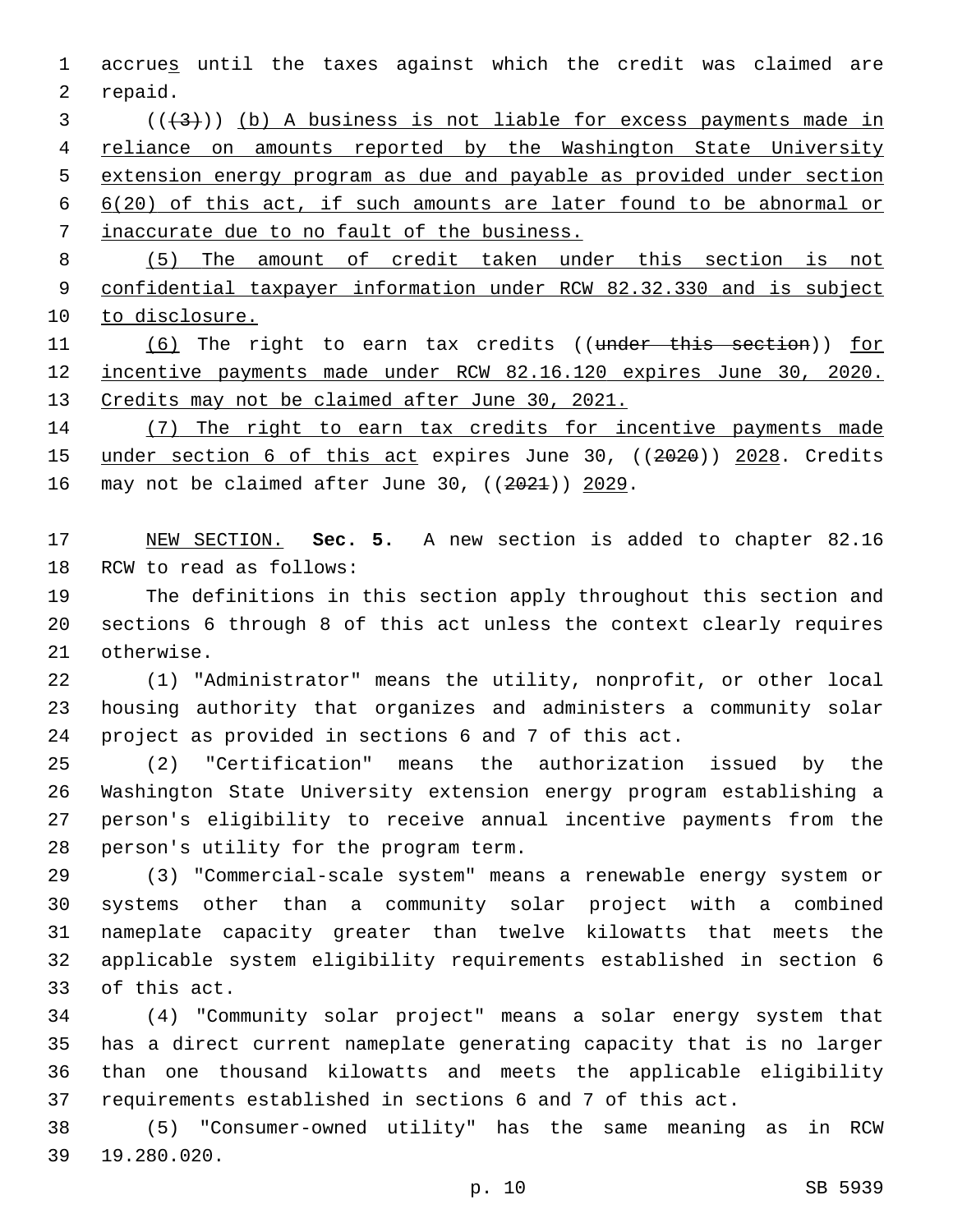accrues until the taxes against which the credit was claimed are repaid.

(((3))) (b) A business is not liable for excess payments made in reliance on amounts reported by the Washington State University extension energy program as due and payable as provided under section 6(20) of this act, if such amounts are later found to be abnormal or inaccurate due to no fault of the business.

(5) The amount of credit taken under this section is not confidential taxpayer information under RCW 82.32.330 and is subject to disclosure.

(6) The right to earn tax credits ((under this section)) for incentive payments made under RCW 82.16.120 expires June 30, 2020. Credits may not be claimed after June 30, 2021.

(7) The right to earn tax credits for incentive payments made under section 6 of this act expires June 30, ((2020)) 2028. Credits may not be claimed after June 30, ((2021)) 2029.

NEW SECTION. **Sec. 5.** A new section is added to chapter 82.16 RCW to read as follows:

The definitions in this section apply throughout this section and sections 6 through 8 of this act unless the context clearly requires otherwise.

(1) "Administrator" means the utility, nonprofit, or other local housing authority that organizes and administers a community solar project as provided in sections 6 and 7 of this act.

(2) "Certification" means the authorization issued by the Washington State University extension energy program establishing a person's eligibility to receive annual incentive payments from the person's utility for the program term.

(3) "Commercial-scale system" means a renewable energy system or systems other than a community solar project with a combined nameplate capacity greater than twelve kilowatts that meets the applicable system eligibility requirements established in section 6 of this act.

(4) "Community solar project" means a solar energy system that has a direct current nameplate generating capacity that is no larger than one thousand kilowatts and meets the applicable eligibility requirements established in sections 6 and 7 of this act.

(5) "Consumer-owned utility" has the same meaning as in RCW 19.280.020.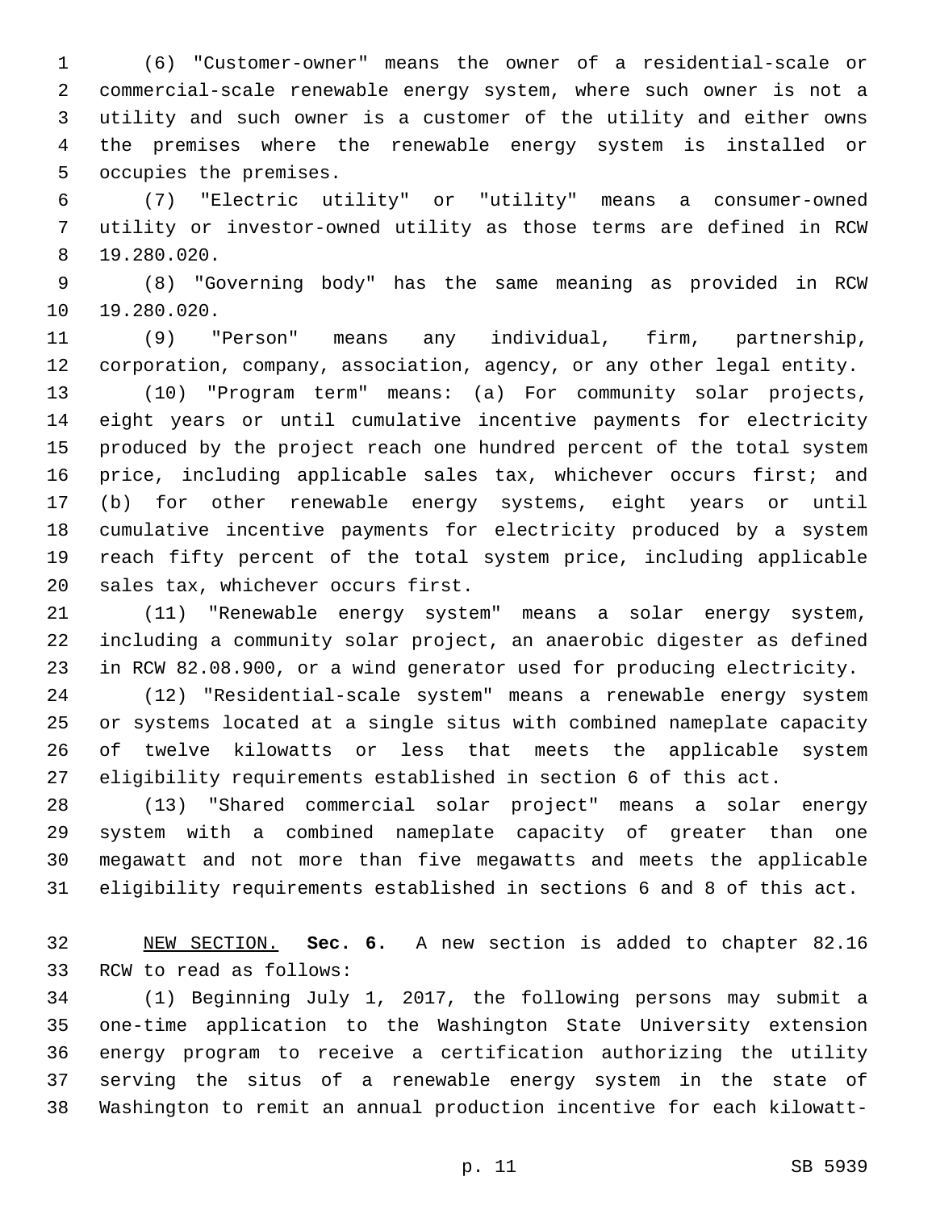(6) "Customer-owner" means the owner of a residential-scale or commercial-scale renewable energy system, where such owner is not a utility and such owner is a customer of the utility and either owns the premises where the renewable energy system is installed or occupies the premises.

(7) "Electric utility" or "utility" means a consumer-owned utility or investor-owned utility as those terms are defined in RCW 19.280.020.

(8) "Governing body" has the same meaning as provided in RCW 19.280.020.

(9) "Person" means any individual, firm, partnership, corporation, company, association, agency, or any other legal entity.

(10) "Program term" means: (a) For community solar projects, eight years or until cumulative incentive payments for electricity produced by the project reach one hundred percent of the total system price, including applicable sales tax, whichever occurs first; and (b) for other renewable energy systems, eight years or until cumulative incentive payments for electricity produced by a system reach fifty percent of the total system price, including applicable sales tax, whichever occurs first.

(11) "Renewable energy system" means a solar energy system, including a community solar project, an anaerobic digester as defined in RCW 82.08.900, or a wind generator used for producing electricity.

(12) "Residential-scale system" means a renewable energy system or systems located at a single situs with combined nameplate capacity of twelve kilowatts or less that meets the applicable system eligibility requirements established in section 6 of this act.

(13) "Shared commercial solar project" means a solar energy system with a combined nameplate capacity of greater than one megawatt and not more than five megawatts and meets the applicable eligibility requirements established in sections 6 and 8 of this act.

NEW SECTION. **Sec. 6.** A new section is added to chapter 82.16 RCW to read as follows:

(1) Beginning July 1, 2017, the following persons may submit a one-time application to the Washington State University extension energy program to receive a certification authorizing the utility serving the situs of a renewable energy system in the state of Washington to remit an annual production incentive for each kilowatt-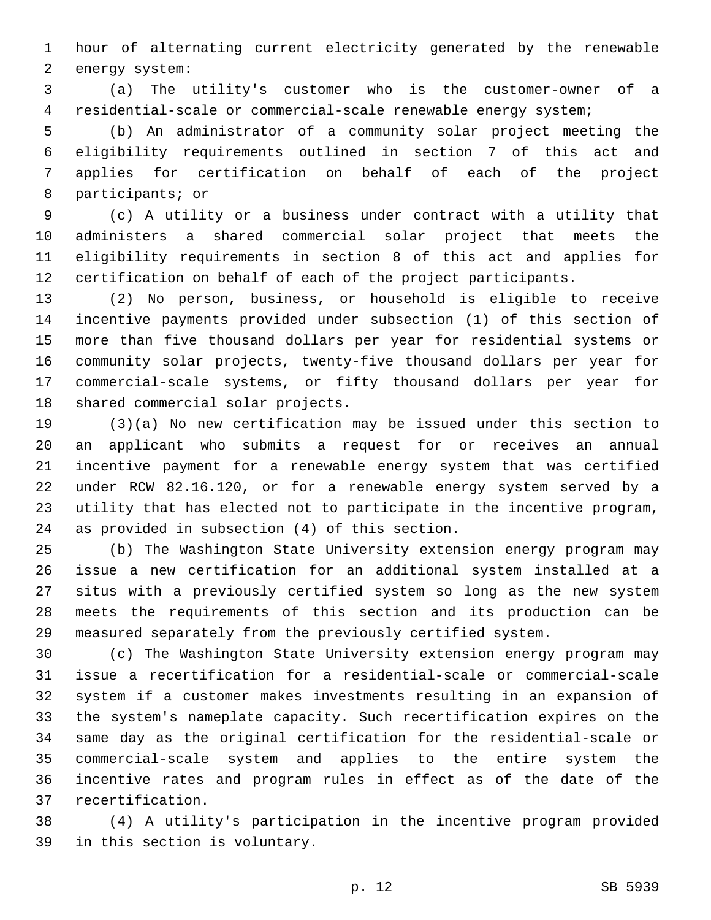hour of alternating current electricity generated by the renewable energy system:

(a) The utility's customer who is the customer-owner of a residential-scale or commercial-scale renewable energy system;

(b) An administrator of a community solar project meeting the eligibility requirements outlined in section 7 of this act and applies for certification on behalf of each of the project participants; or

(c) A utility or a business under contract with a utility that administers a shared commercial solar project that meets the eligibility requirements in section 8 of this act and applies for certification on behalf of each of the project participants.

(2) No person, business, or household is eligible to receive incentive payments provided under subsection (1) of this section of more than five thousand dollars per year for residential systems or community solar projects, twenty-five thousand dollars per year for commercial-scale systems, or fifty thousand dollars per year for shared commercial solar projects.

(3)(a) No new certification may be issued under this section to an applicant who submits a request for or receives an annual incentive payment for a renewable energy system that was certified under RCW 82.16.120, or for a renewable energy system served by a utility that has elected not to participate in the incentive program, as provided in subsection (4) of this section.

(b) The Washington State University extension energy program may issue a new certification for an additional system installed at a situs with a previously certified system so long as the new system meets the requirements of this section and its production can be measured separately from the previously certified system.

(c) The Washington State University extension energy program may issue a recertification for a residential-scale or commercial-scale system if a customer makes investments resulting in an expansion of the system's nameplate capacity. Such recertification expires on the same day as the original certification for the residential-scale or commercial-scale system and applies to the entire system the incentive rates and program rules in effect as of the date of the recertification.

(4) A utility's participation in the incentive program provided in this section is voluntary.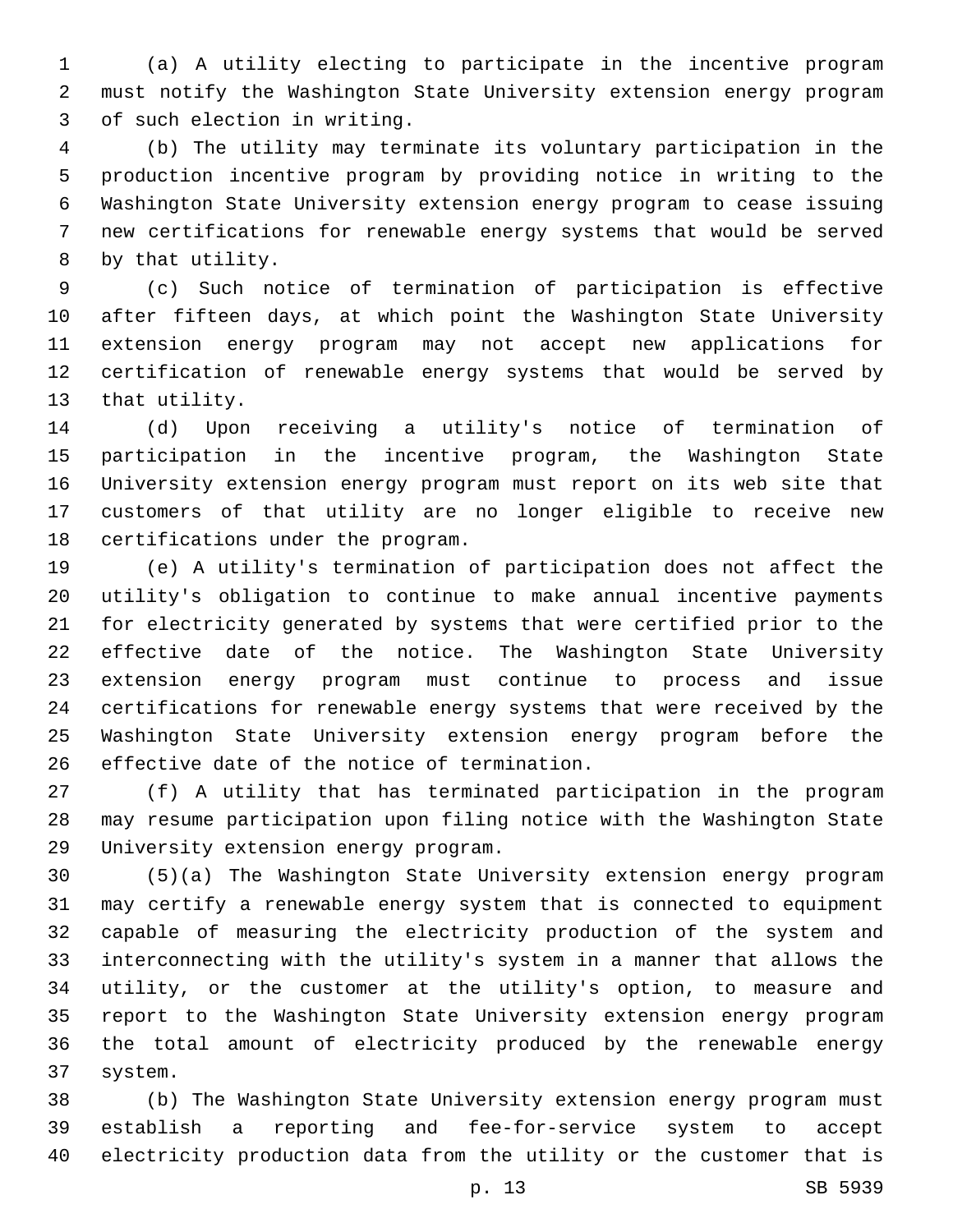(a) A utility electing to participate in the incentive program must notify the Washington State University extension energy program of such election in writing.

(b) The utility may terminate its voluntary participation in the production incentive program by providing notice in writing to the Washington State University extension energy program to cease issuing new certifications for renewable energy systems that would be served by that utility.

(c) Such notice of termination of participation is effective after fifteen days, at which point the Washington State University extension energy program may not accept new applications for certification of renewable energy systems that would be served by that utility.

(d) Upon receiving a utility's notice of termination of participation in the incentive program, the Washington State University extension energy program must report on its web site that customers of that utility are no longer eligible to receive new certifications under the program.

(e) A utility's termination of participation does not affect the utility's obligation to continue to make annual incentive payments for electricity generated by systems that were certified prior to the effective date of the notice. The Washington State University extension energy program must continue to process and issue certifications for renewable energy systems that were received by the Washington State University extension energy program before the effective date of the notice of termination.

(f) A utility that has terminated participation in the program may resume participation upon filing notice with the Washington State University extension energy program.

(5)(a) The Washington State University extension energy program may certify a renewable energy system that is connected to equipment capable of measuring the electricity production of the system and interconnecting with the utility's system in a manner that allows the utility, or the customer at the utility's option, to measure and report to the Washington State University extension energy program the total amount of electricity produced by the renewable energy system.

(b) The Washington State University extension energy program must establish a reporting and fee-for-service system to accept electricity production data from the utility or the customer that is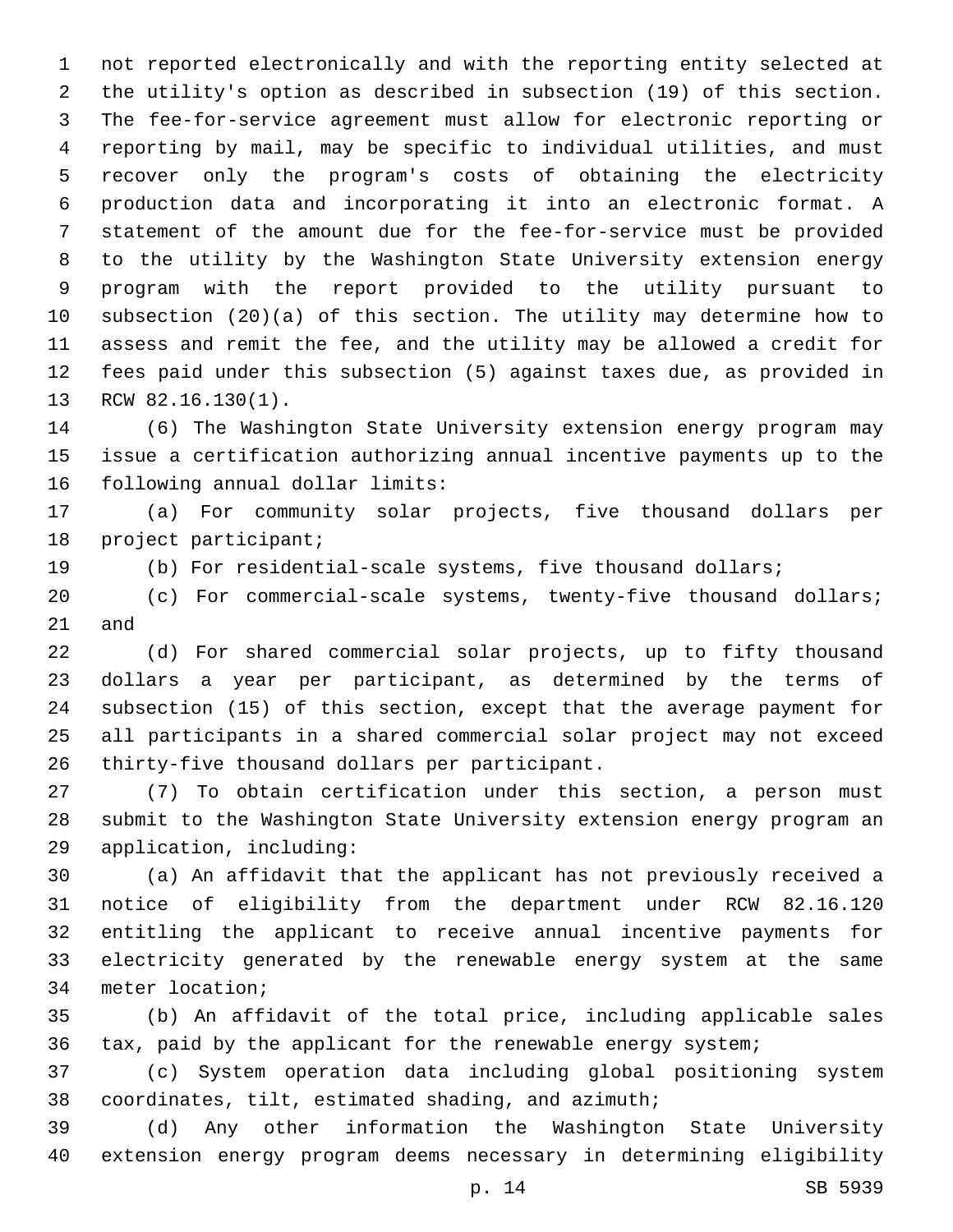not reported electronically and with the reporting entity selected at the utility's option as described in subsection (19) of this section. The fee-for-service agreement must allow for electronic reporting or reporting by mail, may be specific to individual utilities, and must recover only the program's costs of obtaining the electricity production data and incorporating it into an electronic format. A statement of the amount due for the fee-for-service must be provided to the utility by the Washington State University extension energy program with the report provided to the utility pursuant to subsection (20)(a) of this section. The utility may determine how to assess and remit the fee, and the utility may be allowed a credit for fees paid under this subsection (5) against taxes due, as provided in RCW 82.16.130(1).

(6) The Washington State University extension energy program may issue a certification authorizing annual incentive payments up to the following annual dollar limits:

(a) For community solar projects, five thousand dollars per project participant;

(b) For residential-scale systems, five thousand dollars;

(c) For commercial-scale systems, twenty-five thousand dollars; and

(d) For shared commercial solar projects, up to fifty thousand dollars a year per participant, as determined by the terms of subsection (15) of this section, except that the average payment for all participants in a shared commercial solar project may not exceed thirty-five thousand dollars per participant.

(7) To obtain certification under this section, a person must submit to the Washington State University extension energy program an application, including:

(a) An affidavit that the applicant has not previously received a notice of eligibility from the department under RCW 82.16.120 entitling the applicant to receive annual incentive payments for electricity generated by the renewable energy system at the same meter location;

(b) An affidavit of the total price, including applicable sales tax, paid by the applicant for the renewable energy system;

(c) System operation data including global positioning system coordinates, tilt, estimated shading, and azimuth;

(d) Any other information the Washington State University extension energy program deems necessary in determining eligibility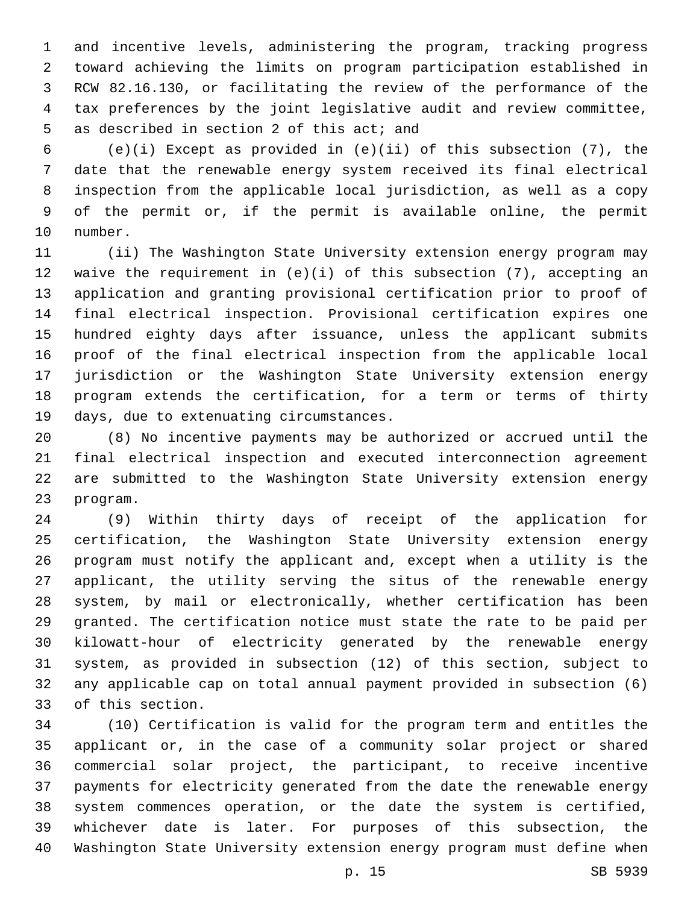and incentive levels, administering the program, tracking progress toward achieving the limits on program participation established in RCW 82.16.130, or facilitating the review of the performance of the tax preferences by the joint legislative audit and review committee, as described in section 2 of this act; and

(e)(i) Except as provided in (e)(ii) of this subsection (7), the date that the renewable energy system received its final electrical inspection from the applicable local jurisdiction, as well as a copy of the permit or, if the permit is available online, the permit number.

(ii) The Washington State University extension energy program may waive the requirement in (e)(i) of this subsection (7), accepting an application and granting provisional certification prior to proof of final electrical inspection. Provisional certification expires one hundred eighty days after issuance, unless the applicant submits proof of the final electrical inspection from the applicable local jurisdiction or the Washington State University extension energy program extends the certification, for a term or terms of thirty days, due to extenuating circumstances.

(8) No incentive payments may be authorized or accrued until the final electrical inspection and executed interconnection agreement are submitted to the Washington State University extension energy program.

(9) Within thirty days of receipt of the application for certification, the Washington State University extension energy program must notify the applicant and, except when a utility is the applicant, the utility serving the situs of the renewable energy system, by mail or electronically, whether certification has been granted. The certification notice must state the rate to be paid per kilowatt-hour of electricity generated by the renewable energy system, as provided in subsection (12) of this section, subject to any applicable cap on total annual payment provided in subsection (6) of this section.

(10) Certification is valid for the program term and entitles the applicant or, in the case of a community solar project or shared commercial solar project, the participant, to receive incentive payments for electricity generated from the date the renewable energy system commences operation, or the date the system is certified, whichever date is later. For purposes of this subsection, the Washington State University extension energy program must define when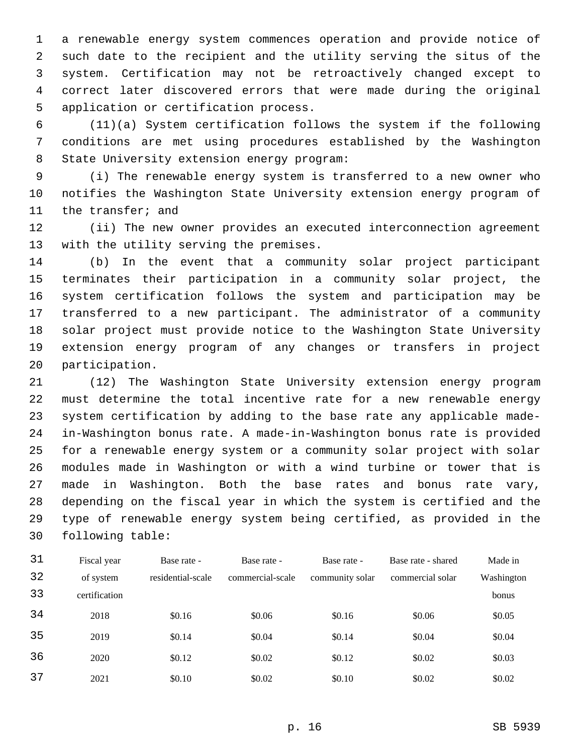a renewable energy system commences operation and provide notice of such date to the recipient and the utility serving the situs of the system. Certification may not be retroactively changed except to correct later discovered errors that were made during the original application or certification process.

(11)(a) System certification follows the system if the following conditions are met using procedures established by the Washington State University extension energy program:

(i) The renewable energy system is transferred to a new owner who notifies the Washington State University extension energy program of the transfer; and

(ii) The new owner provides an executed interconnection agreement with the utility serving the premises.

(b) In the event that a community solar project participant terminates their participation in a community solar project, the system certification follows the system and participation may be transferred to a new participant. The administrator of a community solar project must provide notice to the Washington State University extension energy program of any changes or transfers in project participation.

(12) The Washington State University extension energy program must determine the total incentive rate for a new renewable energy system certification by adding to the base rate any applicable made-in-Washington bonus rate. A made-in-Washington bonus rate is provided for a renewable energy system or a community solar project with solar modules made in Washington or with a wind turbine or tower that is made in Washington. Both the base rates and bonus rate vary, depending on the fiscal year in which the system is certified and the type of renewable energy system being certified, as provided in the following table:

| Fiscal year of system certification | Base rate - residential-scale | Base rate - commercial-scale | Base rate - community solar | Base rate - shared commercial solar | Made in Washington bonus |
|---|---|---|---|---|---|
| 2018 | $0.16 | $0.06 | $0.16 | $0.06 | $0.05 |
| 2019 | $0.14 | $0.04 | $0.14 | $0.04 | $0.04 |
| 2020 | $0.12 | $0.02 | $0.12 | $0.02 | $0.03 |
| 2021 | $0.10 | $0.02 | $0.10 | $0.02 | $0.02 |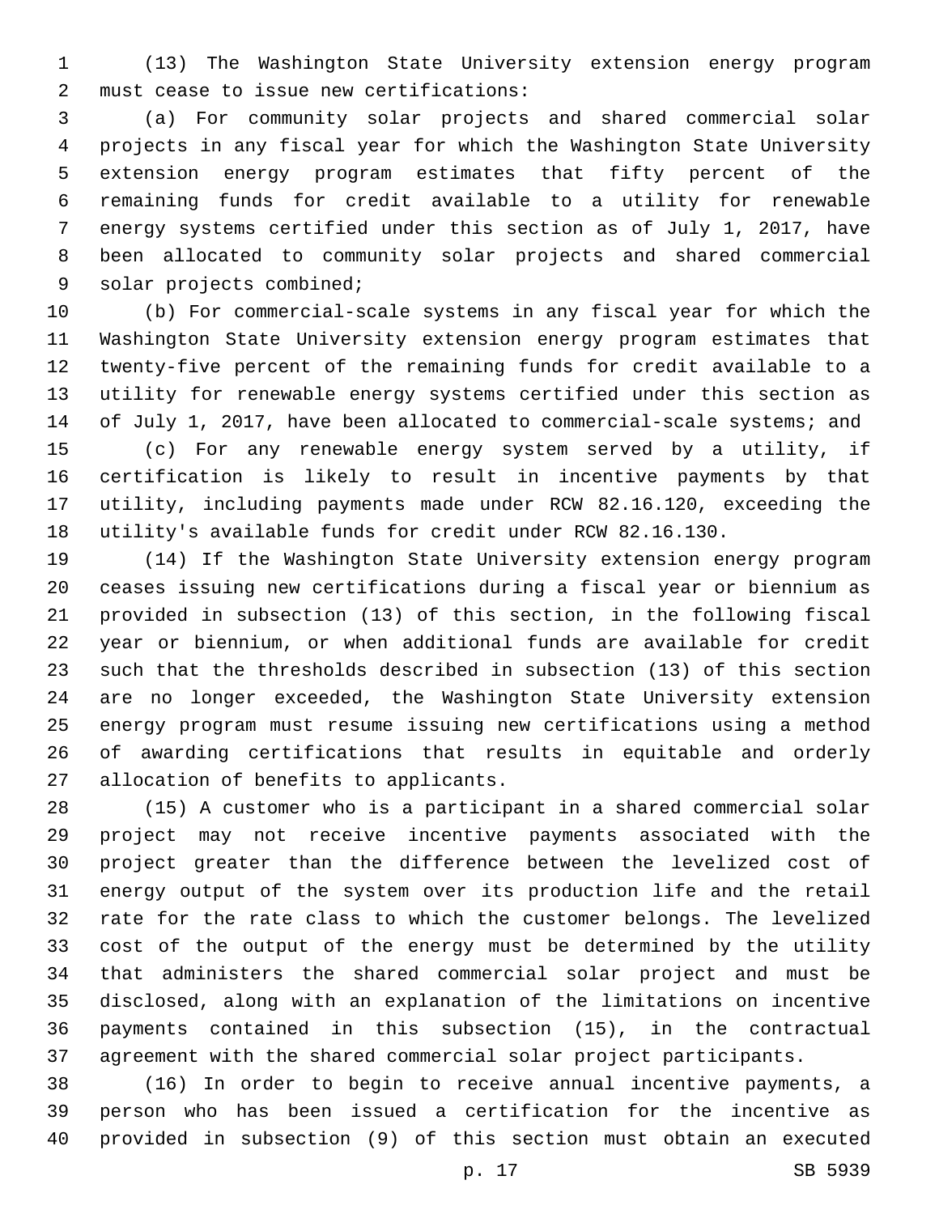(13) The Washington State University extension energy program must cease to issue new certifications:

(a) For community solar projects and shared commercial solar projects in any fiscal year for which the Washington State University extension energy program estimates that fifty percent of the remaining funds for credit available to a utility for renewable energy systems certified under this section as of July 1, 2017, have been allocated to community solar projects and shared commercial solar projects combined;

(b) For commercial-scale systems in any fiscal year for which the Washington State University extension energy program estimates that twenty-five percent of the remaining funds for credit available to a utility for renewable energy systems certified under this section as of July 1, 2017, have been allocated to commercial-scale systems; and

(c) For any renewable energy system served by a utility, if certification is likely to result in incentive payments by that utility, including payments made under RCW 82.16.120, exceeding the utility's available funds for credit under RCW 82.16.130.

(14) If the Washington State University extension energy program ceases issuing new certifications during a fiscal year or biennium as provided in subsection (13) of this section, in the following fiscal year or biennium, or when additional funds are available for credit such that the thresholds described in subsection (13) of this section are no longer exceeded, the Washington State University extension energy program must resume issuing new certifications using a method of awarding certifications that results in equitable and orderly allocation of benefits to applicants.

(15) A customer who is a participant in a shared commercial solar project may not receive incentive payments associated with the project greater than the difference between the levelized cost of energy output of the system over its production life and the retail rate for the rate class to which the customer belongs. The levelized cost of the output of the energy must be determined by the utility that administers the shared commercial solar project and must be disclosed, along with an explanation of the limitations on incentive payments contained in this subsection (15), in the contractual agreement with the shared commercial solar project participants.

(16) In order to begin to receive annual incentive payments, a person who has been issued a certification for the incentive as provided in subsection (9) of this section must obtain an executed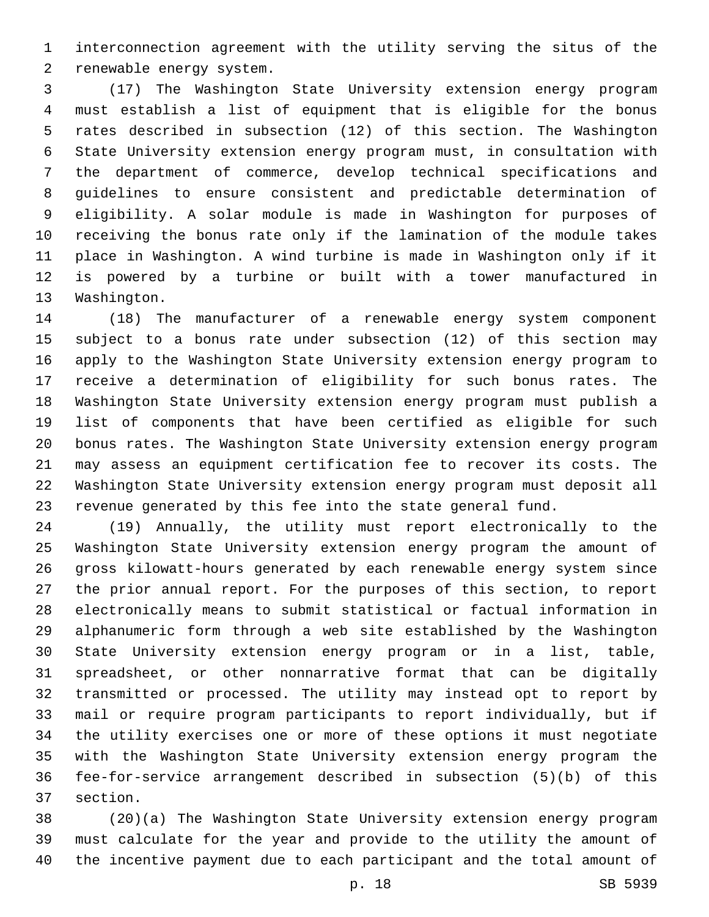interconnection agreement with the utility serving the situs of the renewable energy system.

(17) The Washington State University extension energy program must establish a list of equipment that is eligible for the bonus rates described in subsection (12) of this section. The Washington State University extension energy program must, in consultation with the department of commerce, develop technical specifications and guidelines to ensure consistent and predictable determination of eligibility. A solar module is made in Washington for purposes of receiving the bonus rate only if the lamination of the module takes place in Washington. A wind turbine is made in Washington only if it is powered by a turbine or built with a tower manufactured in Washington.

(18) The manufacturer of a renewable energy system component subject to a bonus rate under subsection (12) of this section may apply to the Washington State University extension energy program to receive a determination of eligibility for such bonus rates. The Washington State University extension energy program must publish a list of components that have been certified as eligible for such bonus rates. The Washington State University extension energy program may assess an equipment certification fee to recover its costs. The Washington State University extension energy program must deposit all revenue generated by this fee into the state general fund.

(19) Annually, the utility must report electronically to the Washington State University extension energy program the amount of gross kilowatt-hours generated by each renewable energy system since the prior annual report. For the purposes of this section, to report electronically means to submit statistical or factual information in alphanumeric form through a web site established by the Washington State University extension energy program or in a list, table, spreadsheet, or other nonnarrative format that can be digitally transmitted or processed. The utility may instead opt to report by mail or require program participants to report individually, but if the utility exercises one or more of these options it must negotiate with the Washington State University extension energy program the fee-for-service arrangement described in subsection (5)(b) of this section.

(20)(a) The Washington State University extension energy program must calculate for the year and provide to the utility the amount of the incentive payment due to each participant and the total amount of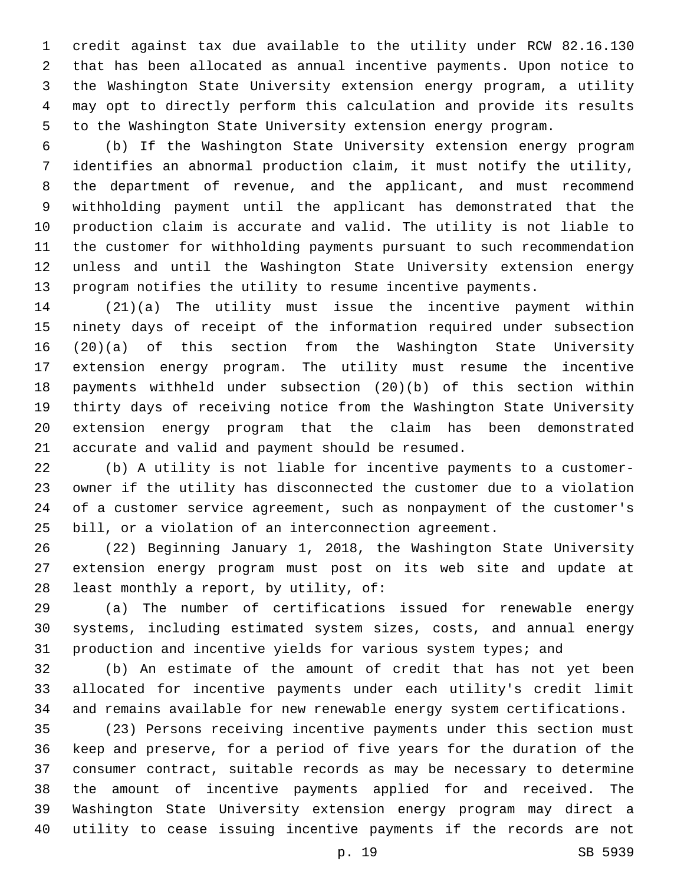credit against tax due available to the utility under RCW 82.16.130 that has been allocated as annual incentive payments. Upon notice to the Washington State University extension energy program, a utility may opt to directly perform this calculation and provide its results to the Washington State University extension energy program.

(b) If the Washington State University extension energy program identifies an abnormal production claim, it must notify the utility, the department of revenue, and the applicant, and must recommend withholding payment until the applicant has demonstrated that the production claim is accurate and valid. The utility is not liable to the customer for withholding payments pursuant to such recommendation unless and until the Washington State University extension energy program notifies the utility to resume incentive payments.

(21)(a) The utility must issue the incentive payment within ninety days of receipt of the information required under subsection (20)(a) of this section from the Washington State University extension energy program. The utility must resume the incentive payments withheld under subsection (20)(b) of this section within thirty days of receiving notice from the Washington State University extension energy program that the claim has been demonstrated accurate and valid and payment should be resumed.

(b) A utility is not liable for incentive payments to a customer-owner if the utility has disconnected the customer due to a violation of a customer service agreement, such as nonpayment of the customer's bill, or a violation of an interconnection agreement.

(22) Beginning January 1, 2018, the Washington State University extension energy program must post on its web site and update at least monthly a report, by utility, of:

(a) The number of certifications issued for renewable energy systems, including estimated system sizes, costs, and annual energy production and incentive yields for various system types; and

(b) An estimate of the amount of credit that has not yet been allocated for incentive payments under each utility's credit limit and remains available for new renewable energy system certifications.

(23) Persons receiving incentive payments under this section must keep and preserve, for a period of five years for the duration of the consumer contract, suitable records as may be necessary to determine the amount of incentive payments applied for and received. The Washington State University extension energy program may direct a utility to cease issuing incentive payments if the records are not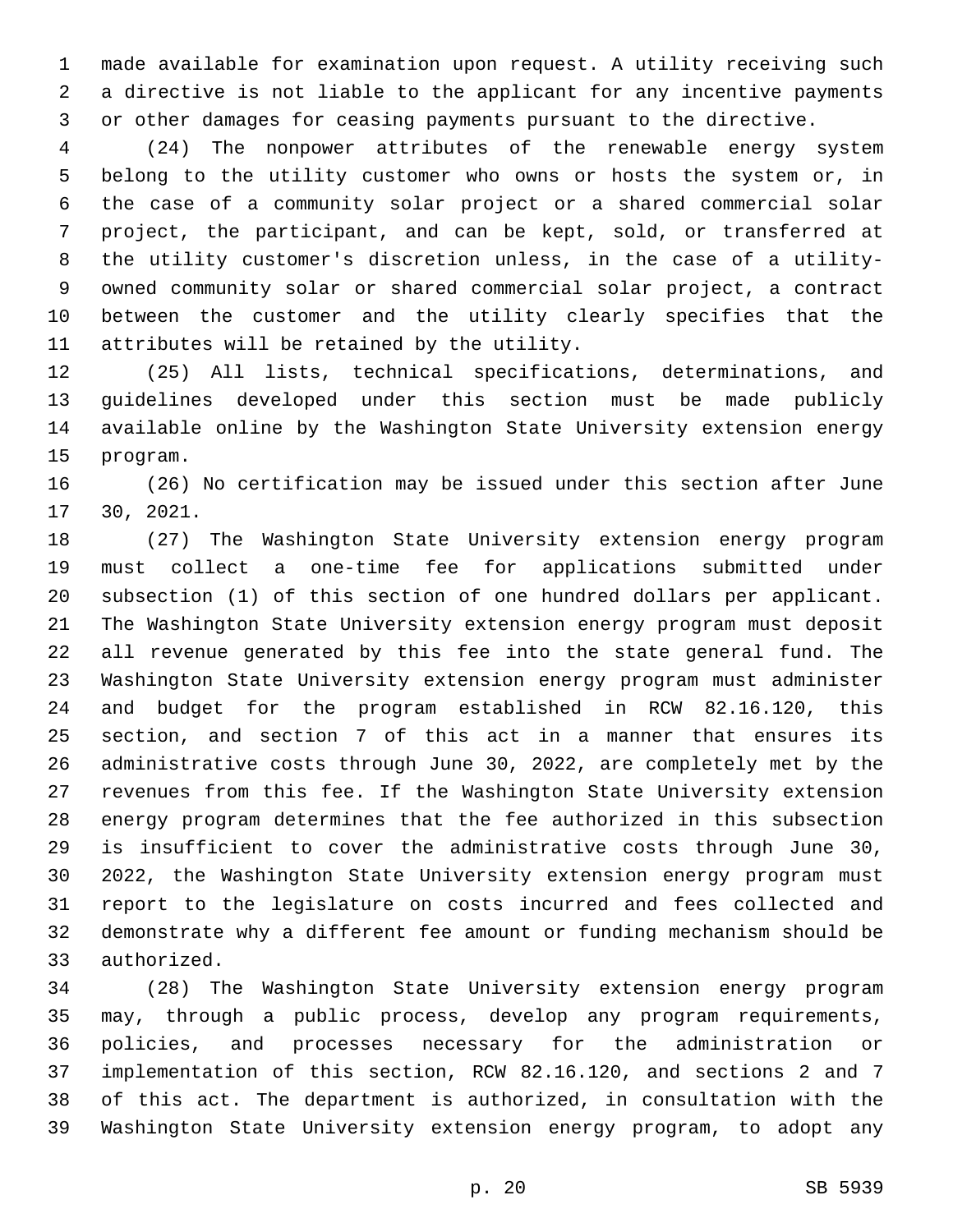made available for examination upon request. A utility receiving such a directive is not liable to the applicant for any incentive payments or other damages for ceasing payments pursuant to the directive.

(24) The nonpower attributes of the renewable energy system belong to the utility customer who owns or hosts the system or, in the case of a community solar project or a shared commercial solar project, the participant, and can be kept, sold, or transferred at the utility customer's discretion unless, in the case of a utility-owned community solar or shared commercial solar project, a contract between the customer and the utility clearly specifies that the attributes will be retained by the utility.

(25) All lists, technical specifications, determinations, and guidelines developed under this section must be made publicly available online by the Washington State University extension energy program.

(26) No certification may be issued under this section after June 30, 2021.

(27) The Washington State University extension energy program must collect a one-time fee for applications submitted under subsection (1) of this section of one hundred dollars per applicant. The Washington State University extension energy program must deposit all revenue generated by this fee into the state general fund. The Washington State University extension energy program must administer and budget for the program established in RCW 82.16.120, this section, and section 7 of this act in a manner that ensures its administrative costs through June 30, 2022, are completely met by the revenues from this fee. If the Washington State University extension energy program determines that the fee authorized in this subsection is insufficient to cover the administrative costs through June 30, 2022, the Washington State University extension energy program must report to the legislature on costs incurred and fees collected and demonstrate why a different fee amount or funding mechanism should be authorized.

(28) The Washington State University extension energy program may, through a public process, develop any program requirements, policies, and processes necessary for the administration or implementation of this section, RCW 82.16.120, and sections 2 and 7 of this act. The department is authorized, in consultation with the Washington State University extension energy program, to adopt any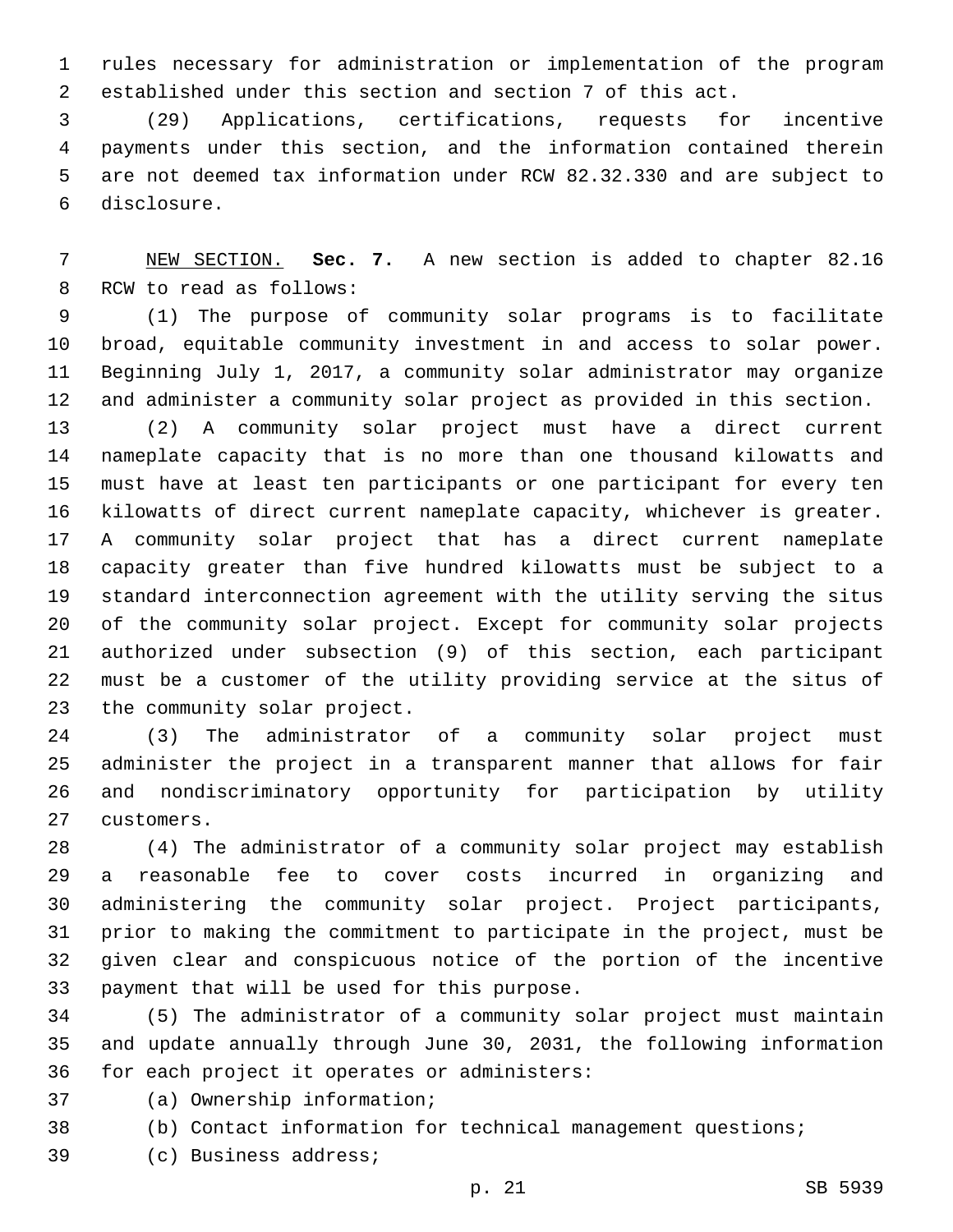rules necessary for administration or implementation of the program established under this section and section 7 of this act.

(29) Applications, certifications, requests for incentive payments under this section, and the information contained therein are not deemed tax information under RCW 82.32.330 and are subject to disclosure.

NEW SECTION. **Sec. 7.** A new section is added to chapter 82.16 RCW to read as follows:

(1) The purpose of community solar programs is to facilitate broad, equitable community investment in and access to solar power. Beginning July 1, 2017, a community solar administrator may organize and administer a community solar project as provided in this section.

(2) A community solar project must have a direct current nameplate capacity that is no more than one thousand kilowatts and must have at least ten participants or one participant for every ten kilowatts of direct current nameplate capacity, whichever is greater. A community solar project that has a direct current nameplate capacity greater than five hundred kilowatts must be subject to a standard interconnection agreement with the utility serving the situs of the community solar project. Except for community solar projects authorized under subsection (9) of this section, each participant must be a customer of the utility providing service at the situs of the community solar project.

(3) The administrator of a community solar project must administer the project in a transparent manner that allows for fair and nondiscriminatory opportunity for participation by utility customers.

(4) The administrator of a community solar project may establish a reasonable fee to cover costs incurred in organizing and administering the community solar project. Project participants, prior to making the commitment to participate in the project, must be given clear and conspicuous notice of the portion of the incentive payment that will be used for this purpose.

(5) The administrator of a community solar project must maintain and update annually through June 30, 2031, the following information for each project it operates or administers:

(a) Ownership information;

(b) Contact information for technical management questions;

(c) Business address;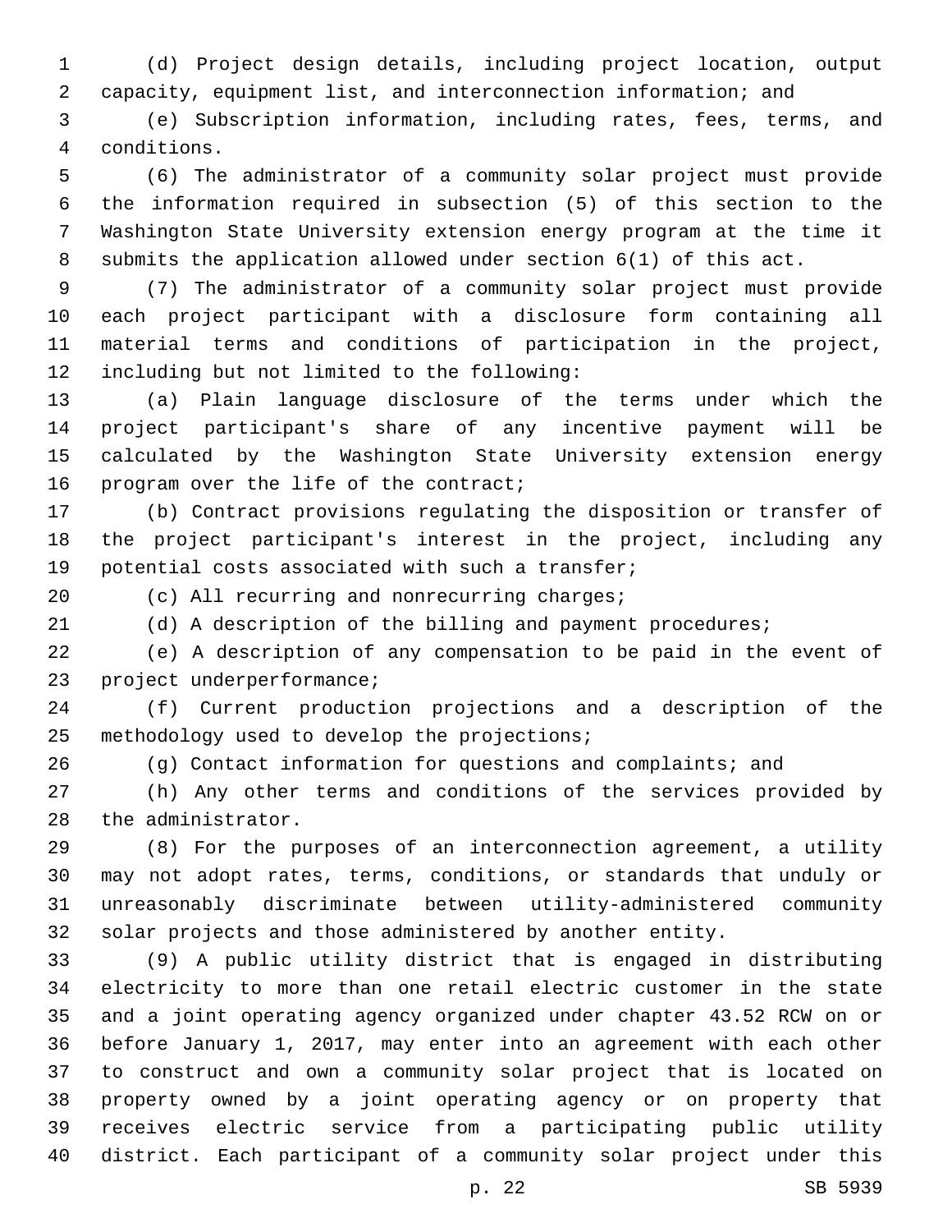(d) Project design details, including project location, output capacity, equipment list, and interconnection information; and

(e) Subscription information, including rates, fees, terms, and conditions.

(6) The administrator of a community solar project must provide the information required in subsection (5) of this section to the Washington State University extension energy program at the time it submits the application allowed under section 6(1) of this act.

(7) The administrator of a community solar project must provide each project participant with a disclosure form containing all material terms and conditions of participation in the project, including but not limited to the following:

(a) Plain language disclosure of the terms under which the project participant's share of any incentive payment will be calculated by the Washington State University extension energy program over the life of the contract;

(b) Contract provisions regulating the disposition or transfer of the project participant's interest in the project, including any potential costs associated with such a transfer;

(c) All recurring and nonrecurring charges;

(d) A description of the billing and payment procedures;

(e) A description of any compensation to be paid in the event of project underperformance;

(f) Current production projections and a description of the methodology used to develop the projections;

(g) Contact information for questions and complaints; and

(h) Any other terms and conditions of the services provided by the administrator.

(8) For the purposes of an interconnection agreement, a utility may not adopt rates, terms, conditions, or standards that unduly or unreasonably discriminate between utility-administered community solar projects and those administered by another entity.

(9) A public utility district that is engaged in distributing electricity to more than one retail electric customer in the state and a joint operating agency organized under chapter 43.52 RCW on or before January 1, 2017, may enter into an agreement with each other to construct and own a community solar project that is located on property owned by a joint operating agency or on property that receives electric service from a participating public utility district. Each participant of a community solar project under this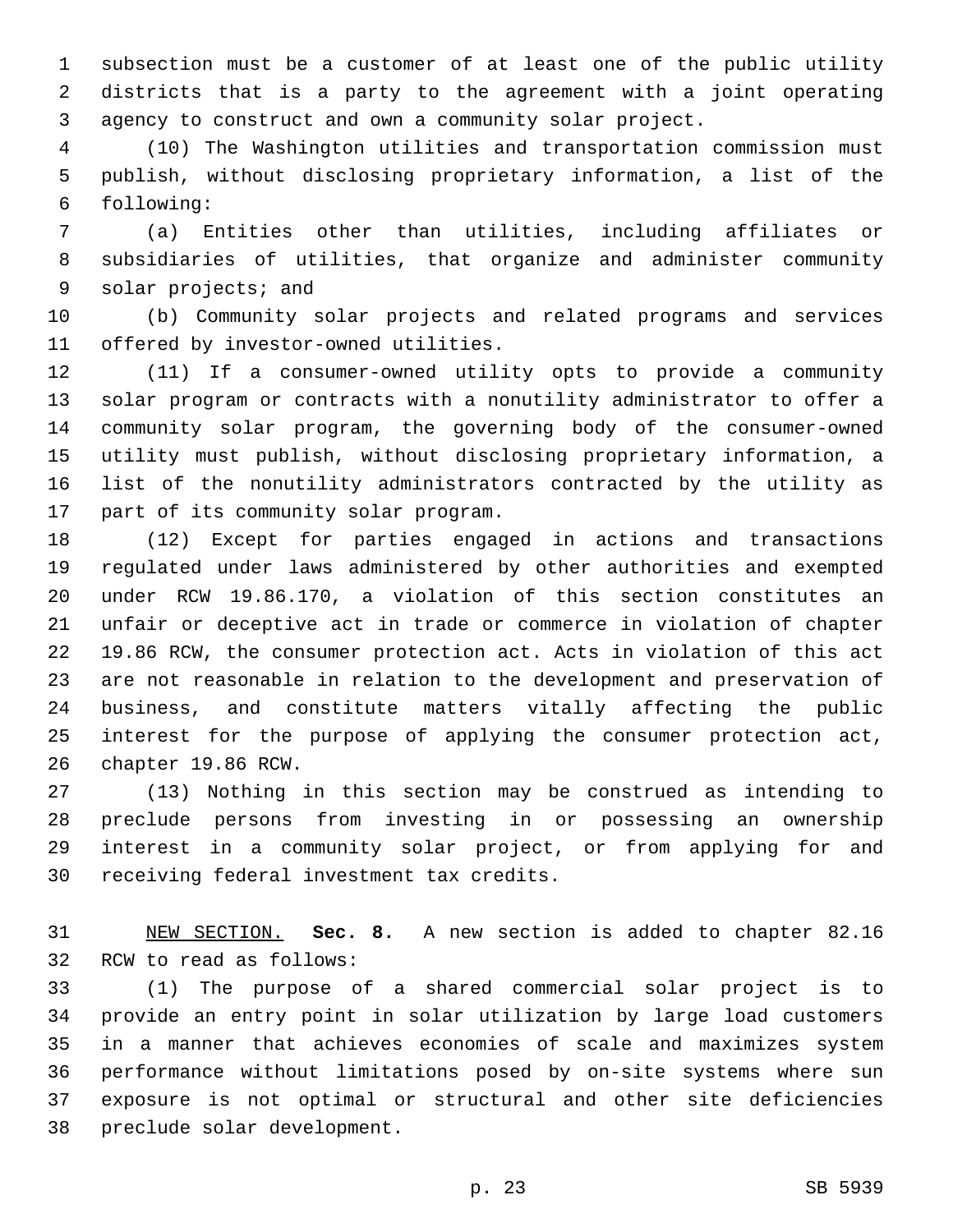subsection must be a customer of at least one of the public utility districts that is a party to the agreement with a joint operating agency to construct and own a community solar project.

(10) The Washington utilities and transportation commission must publish, without disclosing proprietary information, a list of the following:

(a) Entities other than utilities, including affiliates or subsidiaries of utilities, that organize and administer community solar projects; and

(b) Community solar projects and related programs and services offered by investor-owned utilities.

(11) If a consumer-owned utility opts to provide a community solar program or contracts with a nonutility administrator to offer a community solar program, the governing body of the consumer-owned utility must publish, without disclosing proprietary information, a list of the nonutility administrators contracted by the utility as part of its community solar program.

(12) Except for parties engaged in actions and transactions regulated under laws administered by other authorities and exempted under RCW 19.86.170, a violation of this section constitutes an unfair or deceptive act in trade or commerce in violation of chapter 19.86 RCW, the consumer protection act. Acts in violation of this act are not reasonable in relation to the development and preservation of business, and constitute matters vitally affecting the public interest for the purpose of applying the consumer protection act, chapter 19.86 RCW.

(13) Nothing in this section may be construed as intending to preclude persons from investing in or possessing an ownership interest in a community solar project, or from applying for and receiving federal investment tax credits.

NEW SECTION. **Sec. 8.** A new section is added to chapter 82.16 RCW to read as follows:

(1) The purpose of a shared commercial solar project is to provide an entry point in solar utilization by large load customers in a manner that achieves economies of scale and maximizes system performance without limitations posed by on-site systems where sun exposure is not optimal or structural and other site deficiencies preclude solar development.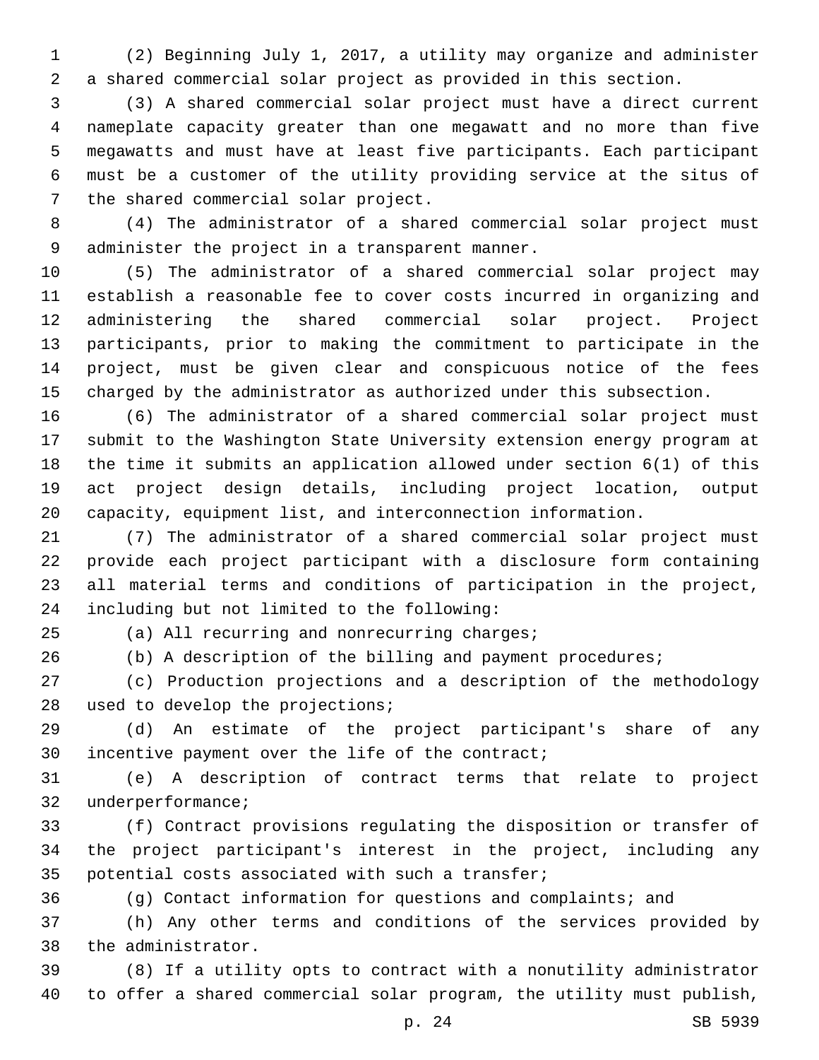(2) Beginning July 1, 2017, a utility may organize and administer a shared commercial solar project as provided in this section.

(3) A shared commercial solar project must have a direct current nameplate capacity greater than one megawatt and no more than five megawatts and must have at least five participants. Each participant must be a customer of the utility providing service at the situs of the shared commercial solar project.

(4) The administrator of a shared commercial solar project must administer the project in a transparent manner.

(5) The administrator of a shared commercial solar project may establish a reasonable fee to cover costs incurred in organizing and administering the shared commercial solar project. Project participants, prior to making the commitment to participate in the project, must be given clear and conspicuous notice of the fees charged by the administrator as authorized under this subsection.

(6) The administrator of a shared commercial solar project must submit to the Washington State University extension energy program at the time it submits an application allowed under section 6(1) of this act project design details, including project location, output capacity, equipment list, and interconnection information.

(7) The administrator of a shared commercial solar project must provide each project participant with a disclosure form containing all material terms and conditions of participation in the project, including but not limited to the following:

(a) All recurring and nonrecurring charges;

(b) A description of the billing and payment procedures;

(c) Production projections and a description of the methodology used to develop the projections;

(d) An estimate of the project participant's share of any incentive payment over the life of the contract;

(e) A description of contract terms that relate to project underperformance;

(f) Contract provisions regulating the disposition or transfer of the project participant's interest in the project, including any potential costs associated with such a transfer;

(g) Contact information for questions and complaints; and

(h) Any other terms and conditions of the services provided by the administrator.

(8) If a utility opts to contract with a nonutility administrator to offer a shared commercial solar program, the utility must publish,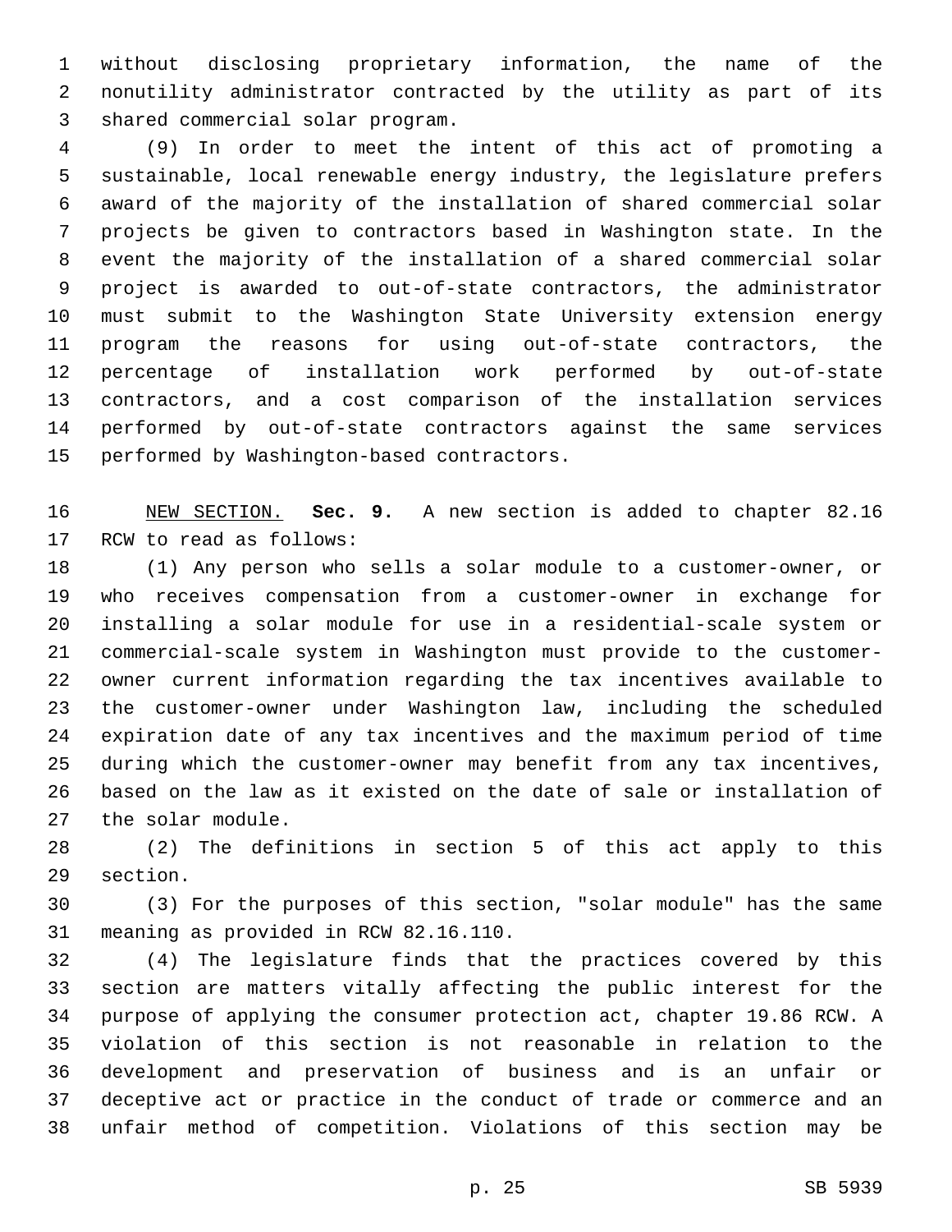without disclosing proprietary information, the name of the nonutility administrator contracted by the utility as part of its shared commercial solar program.

(9) In order to meet the intent of this act of promoting a sustainable, local renewable energy industry, the legislature prefers award of the majority of the installation of shared commercial solar projects be given to contractors based in Washington state. In the event the majority of the installation of a shared commercial solar project is awarded to out-of-state contractors, the administrator must submit to the Washington State University extension energy program the reasons for using out-of-state contractors, the percentage of installation work performed by out-of-state contractors, and a cost comparison of the installation services performed by out-of-state contractors against the same services performed by Washington-based contractors.

NEW SECTION. **Sec. 9.** A new section is added to chapter 82.16 RCW to read as follows:

(1) Any person who sells a solar module to a customer-owner, or who receives compensation from a customer-owner in exchange for installing a solar module for use in a residential-scale system or commercial-scale system in Washington must provide to the customer-owner current information regarding the tax incentives available to the customer-owner under Washington law, including the scheduled expiration date of any tax incentives and the maximum period of time during which the customer-owner may benefit from any tax incentives, based on the law as it existed on the date of sale or installation of the solar module.

(2) The definitions in section 5 of this act apply to this section.

(3) For the purposes of this section, "solar module" has the same meaning as provided in RCW 82.16.110.

(4) The legislature finds that the practices covered by this section are matters vitally affecting the public interest for the purpose of applying the consumer protection act, chapter 19.86 RCW. A violation of this section is not reasonable in relation to the development and preservation of business and is an unfair or deceptive act or practice in the conduct of trade or commerce and an unfair method of competition. Violations of this section may be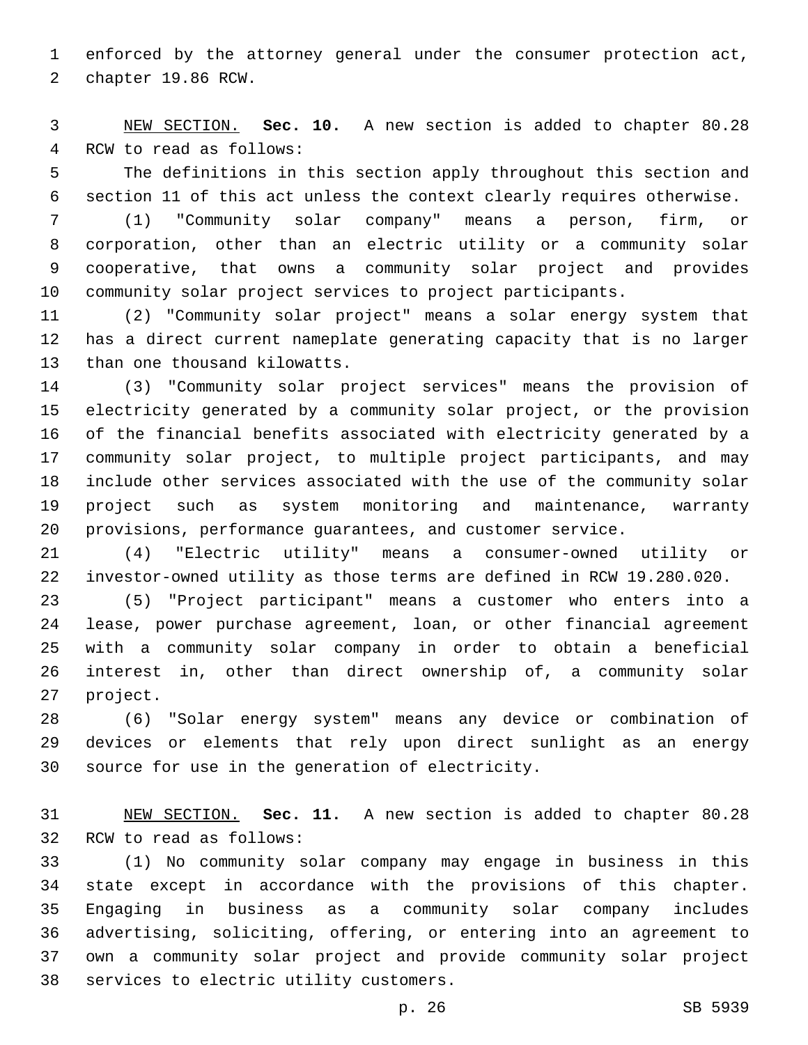enforced by the attorney general under the consumer protection act, chapter 19.86 RCW.

NEW SECTION. **Sec. 10.** A new section is added to chapter 80.28 RCW to read as follows:

The definitions in this section apply throughout this section and section 11 of this act unless the context clearly requires otherwise.

(1) "Community solar company" means a person, firm, or corporation, other than an electric utility or a community solar cooperative, that owns a community solar project and provides community solar project services to project participants.

(2) "Community solar project" means a solar energy system that has a direct current nameplate generating capacity that is no larger than one thousand kilowatts.

(3) "Community solar project services" means the provision of electricity generated by a community solar project, or the provision of the financial benefits associated with electricity generated by a community solar project, to multiple project participants, and may include other services associated with the use of the community solar project such as system monitoring and maintenance, warranty provisions, performance guarantees, and customer service.

(4) "Electric utility" means a consumer-owned utility or investor-owned utility as those terms are defined in RCW 19.280.020.

(5) "Project participant" means a customer who enters into a lease, power purchase agreement, loan, or other financial agreement with a community solar company in order to obtain a beneficial interest in, other than direct ownership of, a community solar project.

(6) "Solar energy system" means any device or combination of devices or elements that rely upon direct sunlight as an energy source for use in the generation of electricity.

NEW SECTION. **Sec. 11.** A new section is added to chapter 80.28 RCW to read as follows:

(1) No community solar company may engage in business in this state except in accordance with the provisions of this chapter. Engaging in business as a community solar company includes advertising, soliciting, offering, or entering into an agreement to own a community solar project and provide community solar project services to electric utility customers.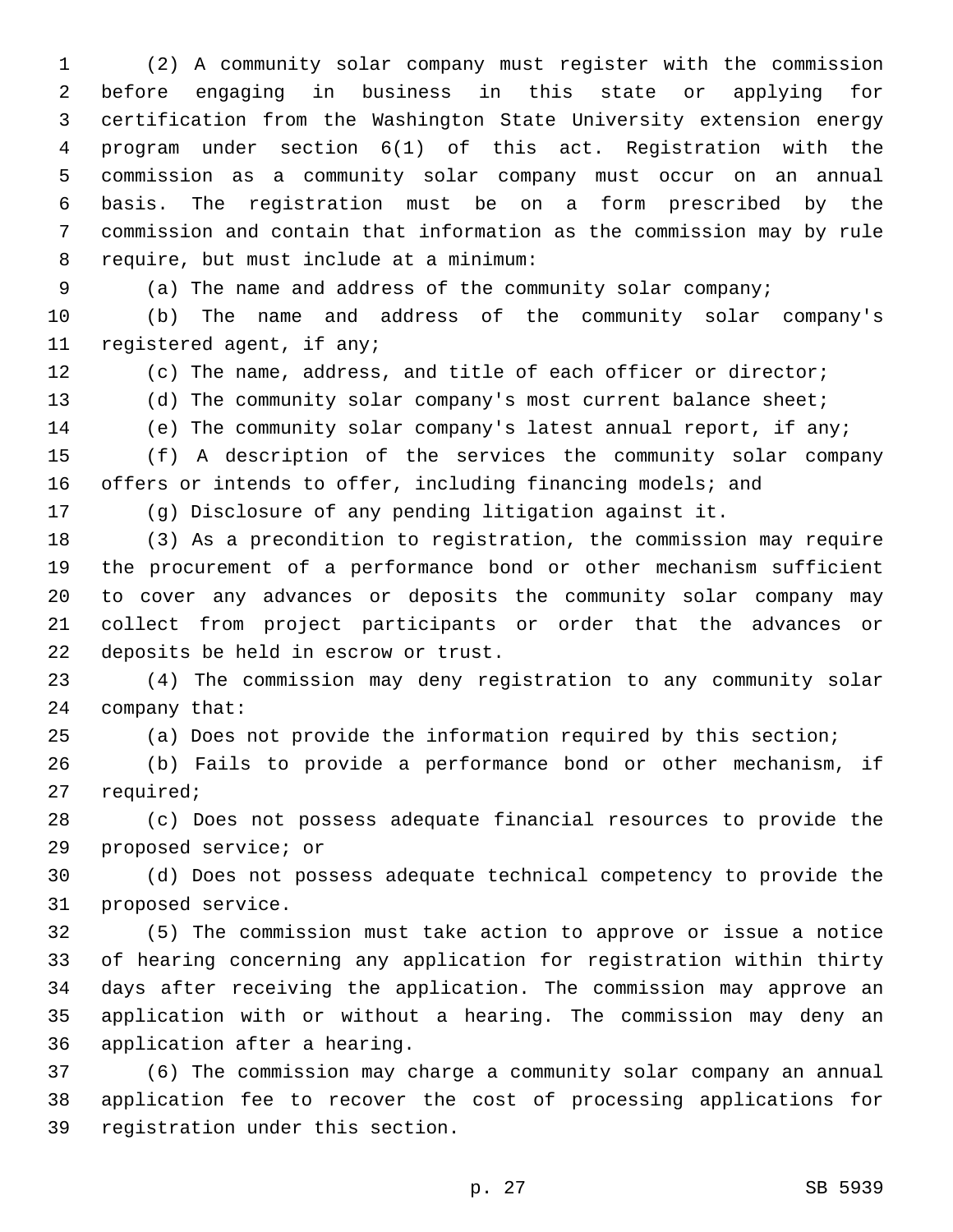(2) A community solar company must register with the commission before engaging in business in this state or applying for certification from the Washington State University extension energy program under section 6(1) of this act. Registration with the commission as a community solar company must occur on an annual basis. The registration must be on a form prescribed by the commission and contain that information as the commission may by rule require, but must include at a minimum:

(a) The name and address of the community solar company;

(b) The name and address of the community solar company's registered agent, if any;

(c) The name, address, and title of each officer or director;

(d) The community solar company's most current balance sheet;

(e) The community solar company's latest annual report, if any;

(f) A description of the services the community solar company offers or intends to offer, including financing models; and

(g) Disclosure of any pending litigation against it.

(3) As a precondition to registration, the commission may require the procurement of a performance bond or other mechanism sufficient to cover any advances or deposits the community solar company may collect from project participants or order that the advances or deposits be held in escrow or trust.

(4) The commission may deny registration to any community solar company that:

(a) Does not provide the information required by this section;

(b) Fails to provide a performance bond or other mechanism, if required;

(c) Does not possess adequate financial resources to provide the proposed service; or

(d) Does not possess adequate technical competency to provide the proposed service.

(5) The commission must take action to approve or issue a notice of hearing concerning any application for registration within thirty days after receiving the application. The commission may approve an application with or without a hearing. The commission may deny an application after a hearing.

(6) The commission may charge a community solar company an annual application fee to recover the cost of processing applications for registration under this section.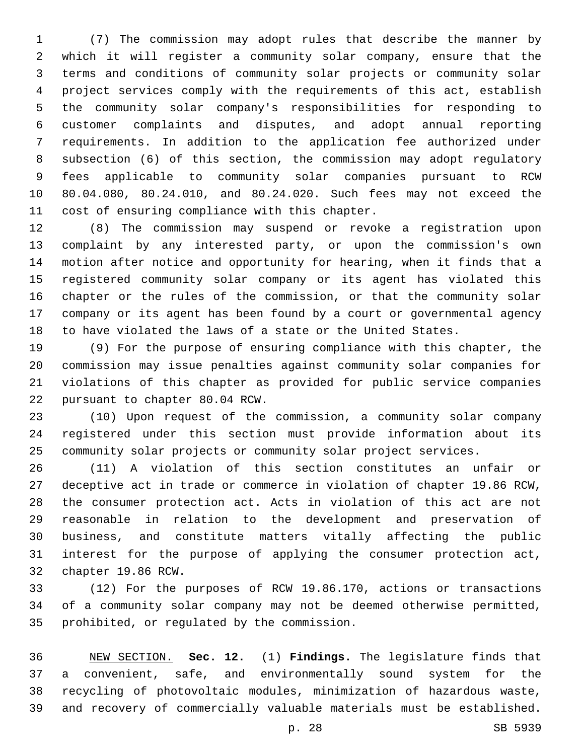(7) The commission may adopt rules that describe the manner by which it will register a community solar company, ensure that the terms and conditions of community solar projects or community solar project services comply with the requirements of this act, establish the community solar company's responsibilities for responding to customer complaints and disputes, and adopt annual reporting requirements. In addition to the application fee authorized under subsection (6) of this section, the commission may adopt regulatory fees applicable to community solar companies pursuant to RCW 80.04.080, 80.24.010, and 80.24.020. Such fees may not exceed the cost of ensuring compliance with this chapter.

(8) The commission may suspend or revoke a registration upon complaint by any interested party, or upon the commission's own motion after notice and opportunity for hearing, when it finds that a registered community solar company or its agent has violated this chapter or the rules of the commission, or that the community solar company or its agent has been found by a court or governmental agency to have violated the laws of a state or the United States.

(9) For the purpose of ensuring compliance with this chapter, the commission may issue penalties against community solar companies for violations of this chapter as provided for public service companies pursuant to chapter 80.04 RCW.

(10) Upon request of the commission, a community solar company registered under this section must provide information about its community solar projects or community solar project services.

(11) A violation of this section constitutes an unfair or deceptive act in trade or commerce in violation of chapter 19.86 RCW, the consumer protection act. Acts in violation of this act are not reasonable in relation to the development and preservation of business, and constitute matters vitally affecting the public interest for the purpose of applying the consumer protection act, chapter 19.86 RCW.

(12) For the purposes of RCW 19.86.170, actions or transactions of a community solar company may not be deemed otherwise permitted, prohibited, or regulated by the commission.

NEW SECTION. **Sec. 12.** (1) **Findings.** The legislature finds that a convenient, safe, and environmentally sound system for the recycling of photovoltaic modules, minimization of hazardous waste, and recovery of commercially valuable materials must be established.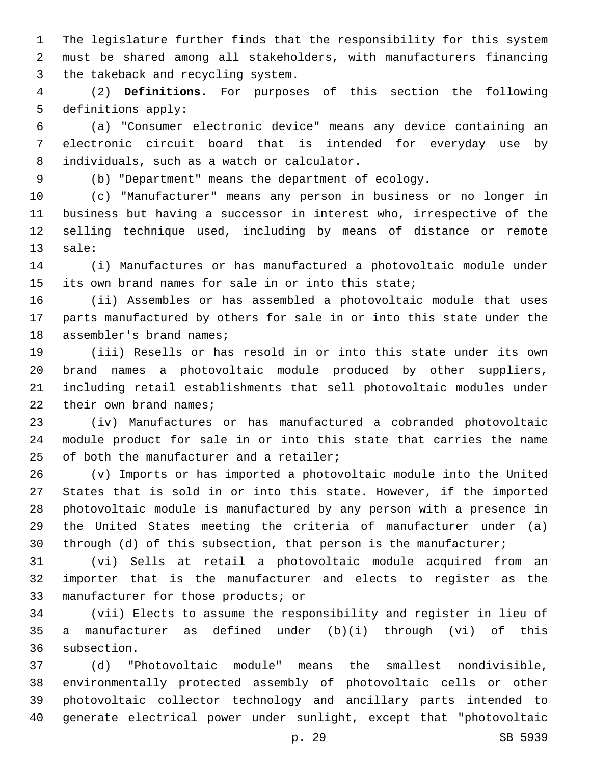The legislature further finds that the responsibility for this system must be shared among all stakeholders, with manufacturers financing the takeback and recycling system.

(2) **Definitions.** For purposes of this section the following definitions apply:

(a) "Consumer electronic device" means any device containing an electronic circuit board that is intended for everyday use by individuals, such as a watch or calculator.

(b) "Department" means the department of ecology.

(c) "Manufacturer" means any person in business or no longer in business but having a successor in interest who, irrespective of the selling technique used, including by means of distance or remote sale:

(i) Manufactures or has manufactured a photovoltaic module under its own brand names for sale in or into this state;

(ii) Assembles or has assembled a photovoltaic module that uses parts manufactured by others for sale in or into this state under the assembler's brand names;

(iii) Resells or has resold in or into this state under its own brand names a photovoltaic module produced by other suppliers, including retail establishments that sell photovoltaic modules under their own brand names;

(iv) Manufactures or has manufactured a cobranded photovoltaic module product for sale in or into this state that carries the name of both the manufacturer and a retailer;

(v) Imports or has imported a photovoltaic module into the United States that is sold in or into this state. However, if the imported photovoltaic module is manufactured by any person with a presence in the United States meeting the criteria of manufacturer under (a) through (d) of this subsection, that person is the manufacturer;

(vi) Sells at retail a photovoltaic module acquired from an importer that is the manufacturer and elects to register as the manufacturer for those products; or

(vii) Elects to assume the responsibility and register in lieu of a manufacturer as defined under (b)(i) through (vi) of this subsection.

(d) "Photovoltaic module" means the smallest nondivisible, environmentally protected assembly of photovoltaic cells or other photovoltaic collector technology and ancillary parts intended to generate electrical power under sunlight, except that "photovoltaic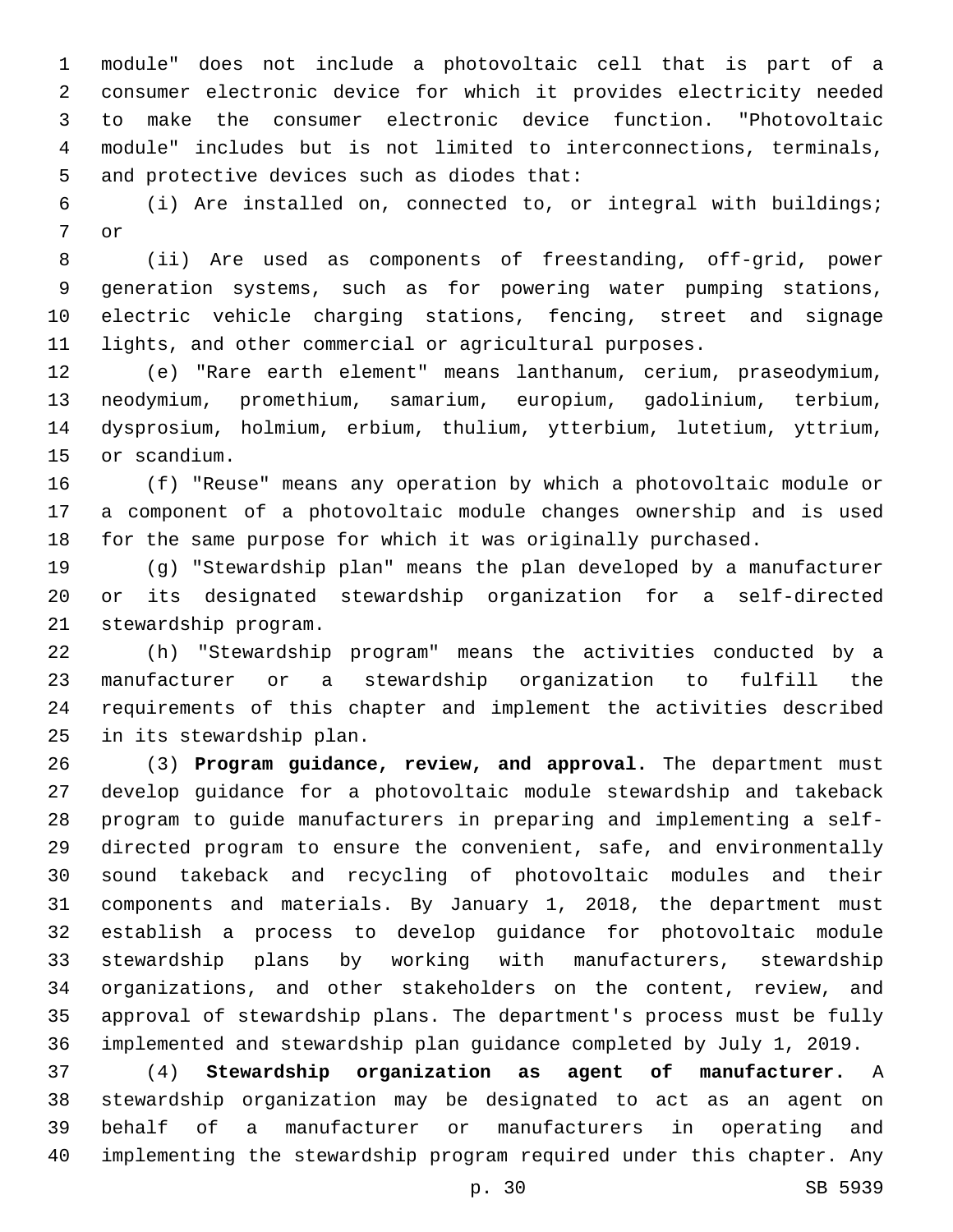module" does not include a photovoltaic cell that is part of a consumer electronic device for which it provides electricity needed to make the consumer electronic device function. "Photovoltaic module" includes but is not limited to interconnections, terminals, and protective devices such as diodes that:

(i) Are installed on, connected to, or integral with buildings; or

(ii) Are used as components of freestanding, off-grid, power generation systems, such as for powering water pumping stations, electric vehicle charging stations, fencing, street and signage lights, and other commercial or agricultural purposes.

(e) "Rare earth element" means lanthanum, cerium, praseodymium, neodymium, promethium, samarium, europium, gadolinium, terbium, dysprosium, holmium, erbium, thulium, ytterbium, lutetium, yttrium, or scandium.

(f) "Reuse" means any operation by which a photovoltaic module or a component of a photovoltaic module changes ownership and is used for the same purpose for which it was originally purchased.

(g) "Stewardship plan" means the plan developed by a manufacturer or its designated stewardship organization for a self-directed stewardship program.

(h) "Stewardship program" means the activities conducted by a manufacturer or a stewardship organization to fulfill the requirements of this chapter and implement the activities described in its stewardship plan.

(3) **Program guidance, review, and approval.** The department must develop guidance for a photovoltaic module stewardship and takeback program to guide manufacturers in preparing and implementing a self-directed program to ensure the convenient, safe, and environmentally sound takeback and recycling of photovoltaic modules and their components and materials. By January 1, 2018, the department must establish a process to develop guidance for photovoltaic module stewardship plans by working with manufacturers, stewardship organizations, and other stakeholders on the content, review, and approval of stewardship plans. The department's process must be fully implemented and stewardship plan guidance completed by July 1, 2019.

(4) **Stewardship organization as agent of manufacturer.** A stewardship organization may be designated to act as an agent on behalf of a manufacturer or manufacturers in operating and implementing the stewardship program required under this chapter. Any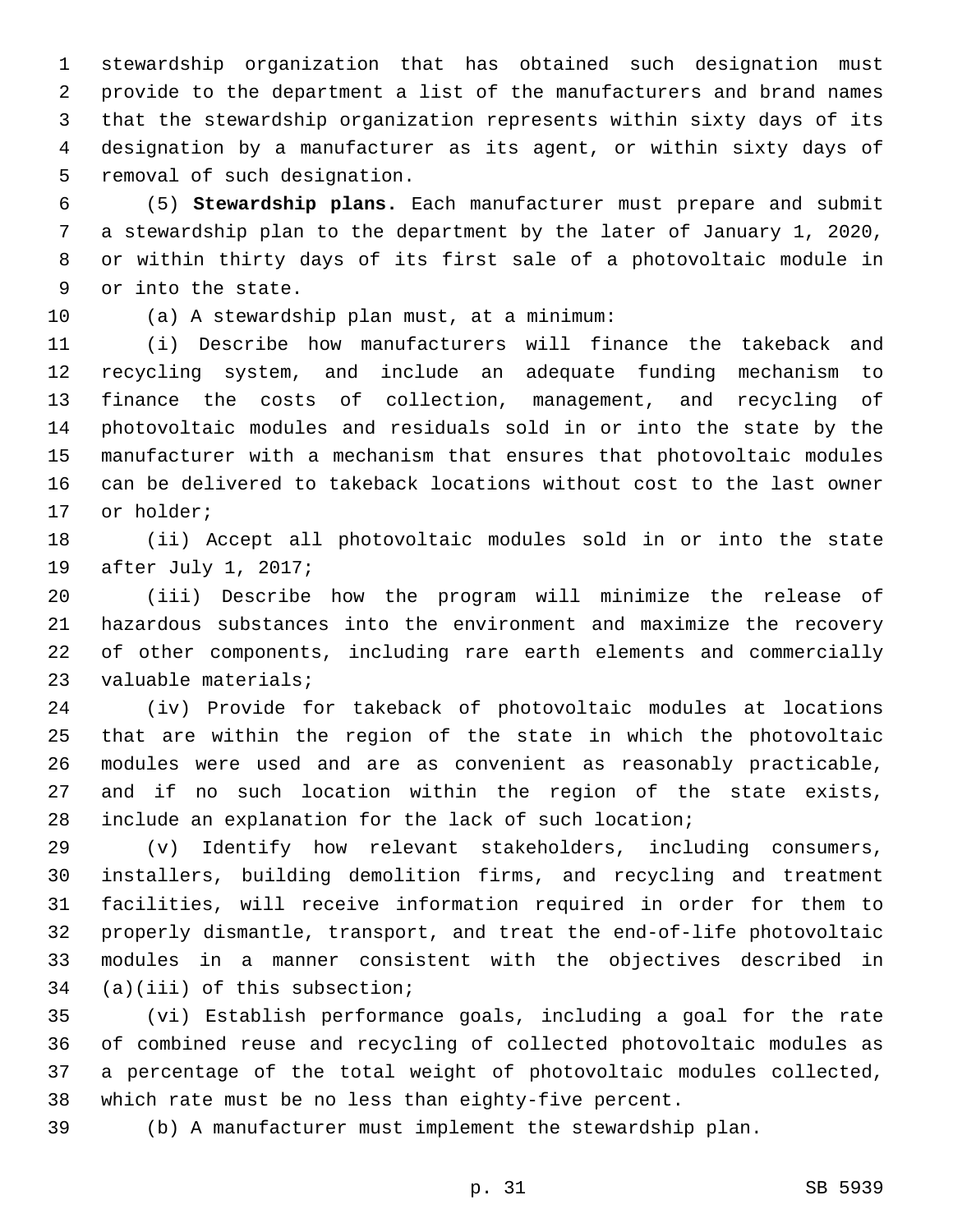stewardship organization that has obtained such designation must provide to the department a list of the manufacturers and brand names that the stewardship organization represents within sixty days of its designation by a manufacturer as its agent, or within sixty days of removal of such designation.

(5) **Stewardship plans.** Each manufacturer must prepare and submit a stewardship plan to the department by the later of January 1, 2020, or within thirty days of its first sale of a photovoltaic module in or into the state.

(a) A stewardship plan must, at a minimum:

(i) Describe how manufacturers will finance the takeback and recycling system, and include an adequate funding mechanism to finance the costs of collection, management, and recycling of photovoltaic modules and residuals sold in or into the state by the manufacturer with a mechanism that ensures that photovoltaic modules can be delivered to takeback locations without cost to the last owner or holder;

(ii) Accept all photovoltaic modules sold in or into the state after July 1, 2017;

(iii) Describe how the program will minimize the release of hazardous substances into the environment and maximize the recovery of other components, including rare earth elements and commercially valuable materials;

(iv) Provide for takeback of photovoltaic modules at locations that are within the region of the state in which the photovoltaic modules were used and are as convenient as reasonably practicable, and if no such location within the region of the state exists, include an explanation for the lack of such location;

(v) Identify how relevant stakeholders, including consumers, installers, building demolition firms, and recycling and treatment facilities, will receive information required in order for them to properly dismantle, transport, and treat the end-of-life photovoltaic modules in a manner consistent with the objectives described in (a)(iii) of this subsection;

(vi) Establish performance goals, including a goal for the rate of combined reuse and recycling of collected photovoltaic modules as a percentage of the total weight of photovoltaic modules collected, which rate must be no less than eighty-five percent.

(b) A manufacturer must implement the stewardship plan.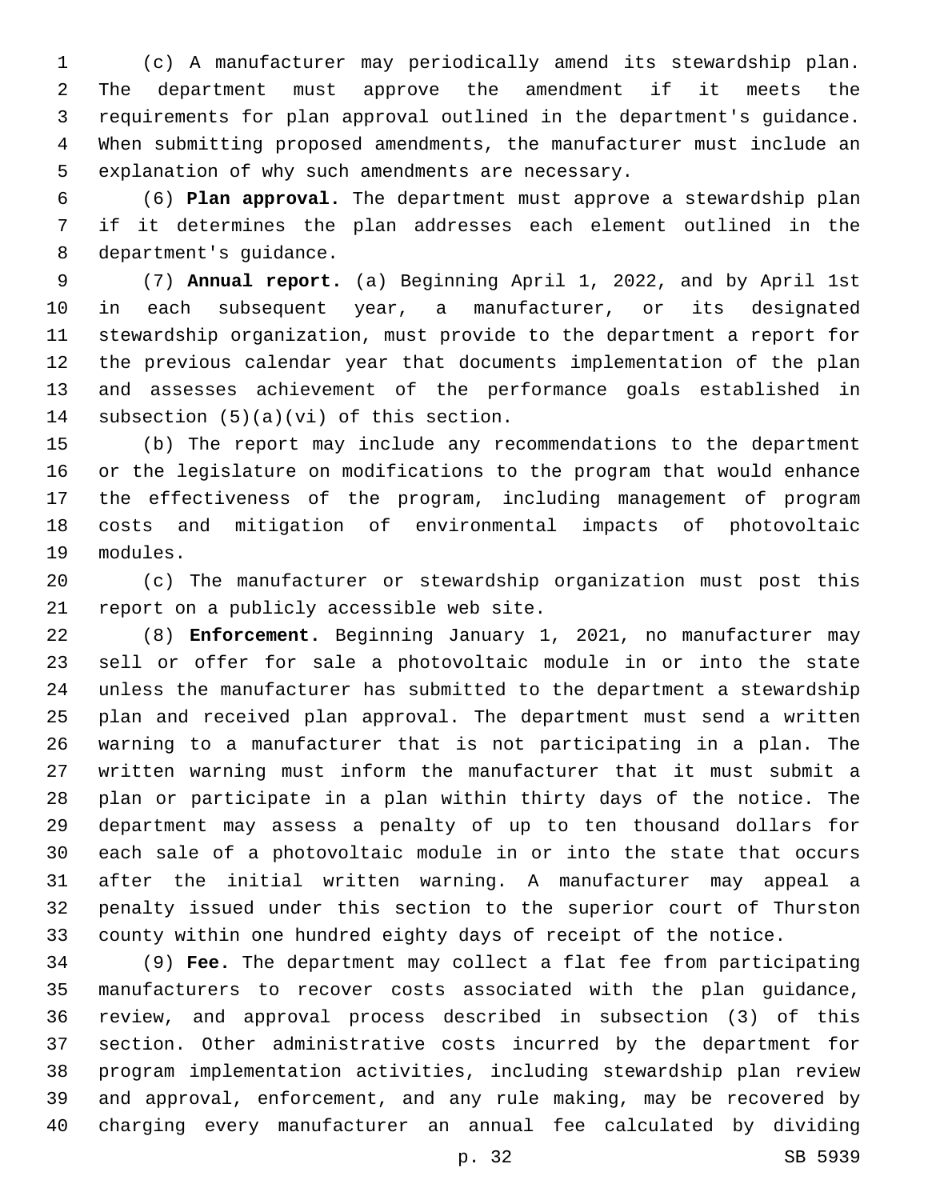(c) A manufacturer may periodically amend its stewardship plan. The department must approve the amendment if it meets the requirements for plan approval outlined in the department's guidance. When submitting proposed amendments, the manufacturer must include an explanation of why such amendments are necessary.

(6) **Plan approval.** The department must approve a stewardship plan if it determines the plan addresses each element outlined in the department's guidance.

(7) **Annual report.** (a) Beginning April 1, 2022, and by April 1st in each subsequent year, a manufacturer, or its designated stewardship organization, must provide to the department a report for the previous calendar year that documents implementation of the plan and assesses achievement of the performance goals established in subsection (5)(a)(vi) of this section.

(b) The report may include any recommendations to the department or the legislature on modifications to the program that would enhance the effectiveness of the program, including management of program costs and mitigation of environmental impacts of photovoltaic modules.

(c) The manufacturer or stewardship organization must post this report on a publicly accessible web site.

(8) **Enforcement.** Beginning January 1, 2021, no manufacturer may sell or offer for sale a photovoltaic module in or into the state unless the manufacturer has submitted to the department a stewardship plan and received plan approval. The department must send a written warning to a manufacturer that is not participating in a plan. The written warning must inform the manufacturer that it must submit a plan or participate in a plan within thirty days of the notice. The department may assess a penalty of up to ten thousand dollars for each sale of a photovoltaic module in or into the state that occurs after the initial written warning. A manufacturer may appeal a penalty issued under this section to the superior court of Thurston county within one hundred eighty days of receipt of the notice.

(9) **Fee.** The department may collect a flat fee from participating manufacturers to recover costs associated with the plan guidance, review, and approval process described in subsection (3) of this section. Other administrative costs incurred by the department for program implementation activities, including stewardship plan review and approval, enforcement, and any rule making, may be recovered by charging every manufacturer an annual fee calculated by dividing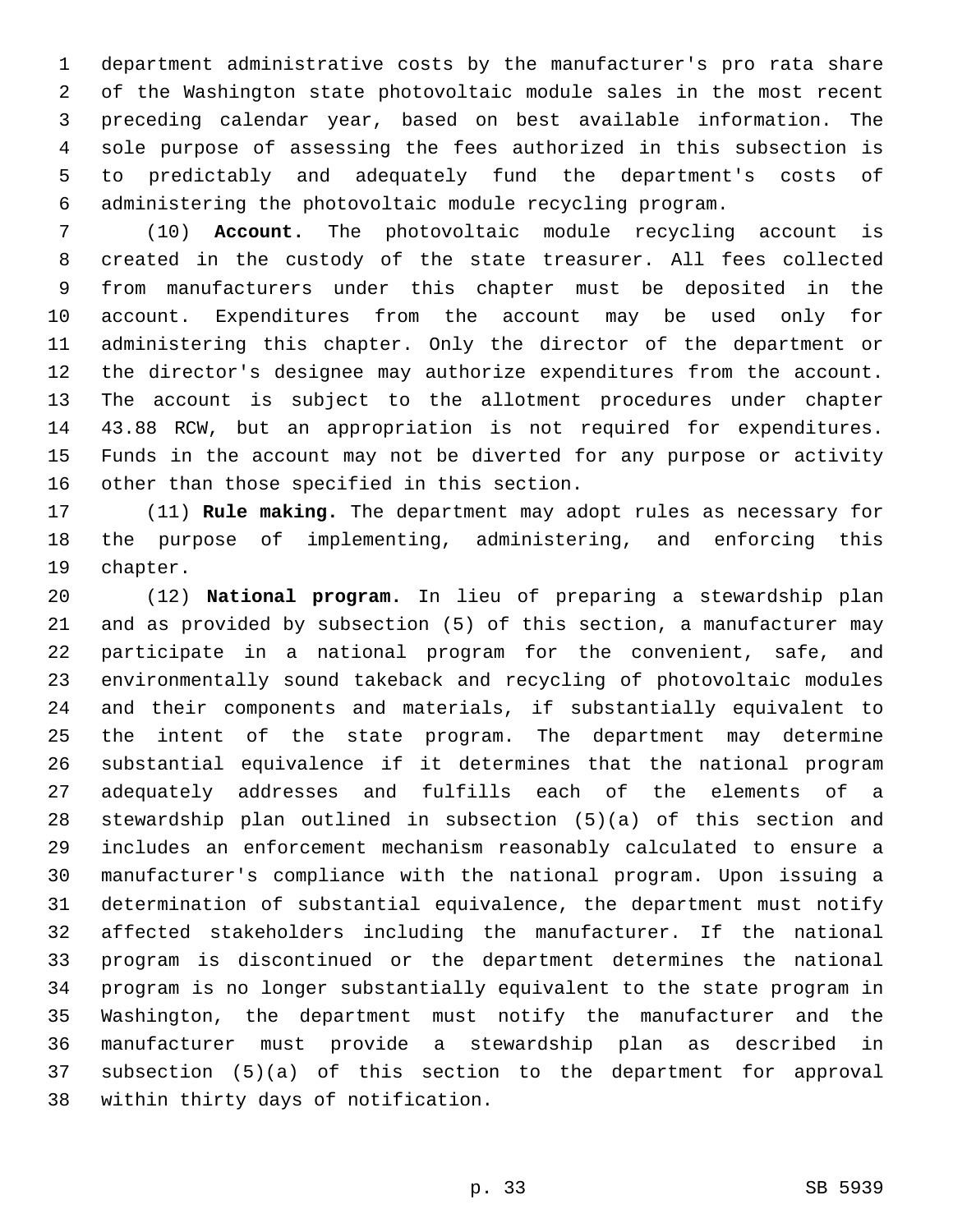department administrative costs by the manufacturer's pro rata share of the Washington state photovoltaic module sales in the most recent preceding calendar year, based on best available information. The sole purpose of assessing the fees authorized in this subsection is to predictably and adequately fund the department's costs of administering the photovoltaic module recycling program.

(10) **Account.** The photovoltaic module recycling account is created in the custody of the state treasurer. All fees collected from manufacturers under this chapter must be deposited in the account. Expenditures from the account may be used only for administering this chapter. Only the director of the department or the director's designee may authorize expenditures from the account. The account is subject to the allotment procedures under chapter 43.88 RCW, but an appropriation is not required for expenditures. Funds in the account may not be diverted for any purpose or activity other than those specified in this section.

(11) **Rule making.** The department may adopt rules as necessary for the purpose of implementing, administering, and enforcing this chapter.

(12) **National program.** In lieu of preparing a stewardship plan and as provided by subsection (5) of this section, a manufacturer may participate in a national program for the convenient, safe, and environmentally sound takeback and recycling of photovoltaic modules and their components and materials, if substantially equivalent to the intent of the state program. The department may determine substantial equivalence if it determines that the national program adequately addresses and fulfills each of the elements of a stewardship plan outlined in subsection (5)(a) of this section and includes an enforcement mechanism reasonably calculated to ensure a manufacturer's compliance with the national program. Upon issuing a determination of substantial equivalence, the department must notify affected stakeholders including the manufacturer. If the national program is discontinued or the department determines the national program is no longer substantially equivalent to the state program in Washington, the department must notify the manufacturer and the manufacturer must provide a stewardship plan as described in subsection (5)(a) of this section to the department for approval within thirty days of notification.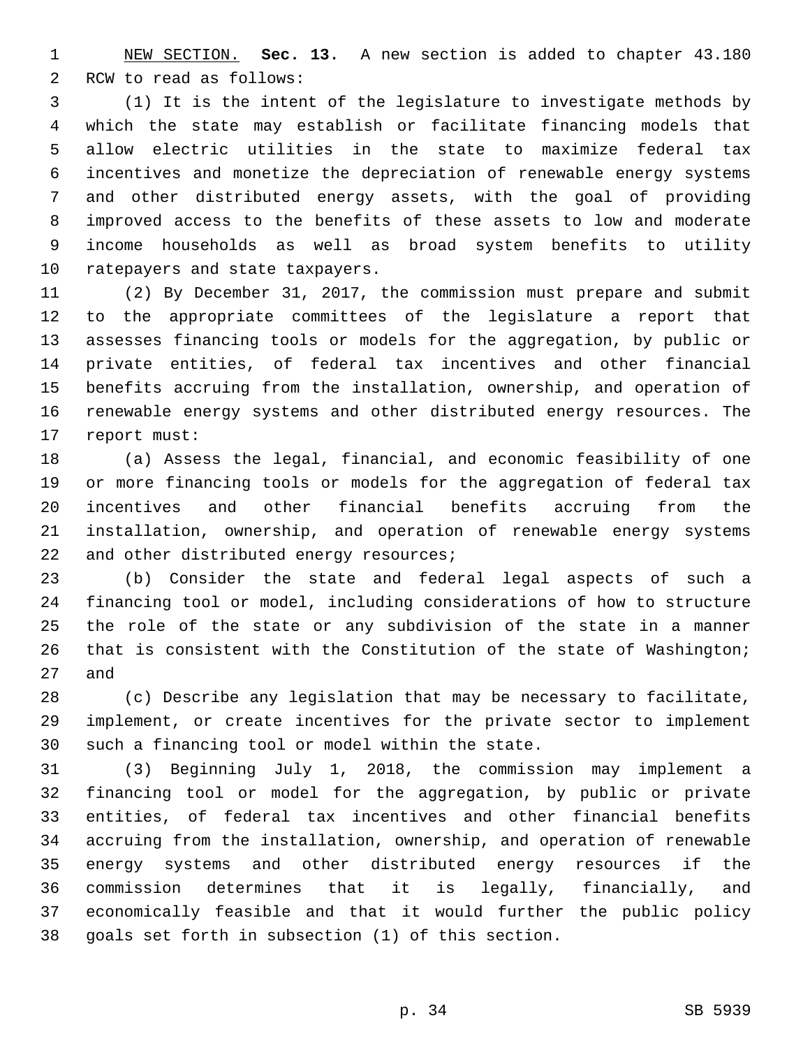NEW SECTION. **Sec. 13.** A new section is added to chapter 43.180 RCW to read as follows:

(1) It is the intent of the legislature to investigate methods by which the state may establish or facilitate financing models that allow electric utilities in the state to maximize federal tax incentives and monetize the depreciation of renewable energy systems and other distributed energy assets, with the goal of providing improved access to the benefits of these assets to low and moderate income households as well as broad system benefits to utility ratepayers and state taxpayers.

(2) By December 31, 2017, the commission must prepare and submit to the appropriate committees of the legislature a report that assesses financing tools or models for the aggregation, by public or private entities, of federal tax incentives and other financial benefits accruing from the installation, ownership, and operation of renewable energy systems and other distributed energy resources. The report must:

(a) Assess the legal, financial, and economic feasibility of one or more financing tools or models for the aggregation of federal tax incentives and other financial benefits accruing from the installation, ownership, and operation of renewable energy systems and other distributed energy resources;

(b) Consider the state and federal legal aspects of such a financing tool or model, including considerations of how to structure the role of the state or any subdivision of the state in a manner that is consistent with the Constitution of the state of Washington; and

(c) Describe any legislation that may be necessary to facilitate, implement, or create incentives for the private sector to implement such a financing tool or model within the state.

(3) Beginning July 1, 2018, the commission may implement a financing tool or model for the aggregation, by public or private entities, of federal tax incentives and other financial benefits accruing from the installation, ownership, and operation of renewable energy systems and other distributed energy resources if the commission determines that it is legally, financially, and economically feasible and that it would further the public policy goals set forth in subsection (1) of this section.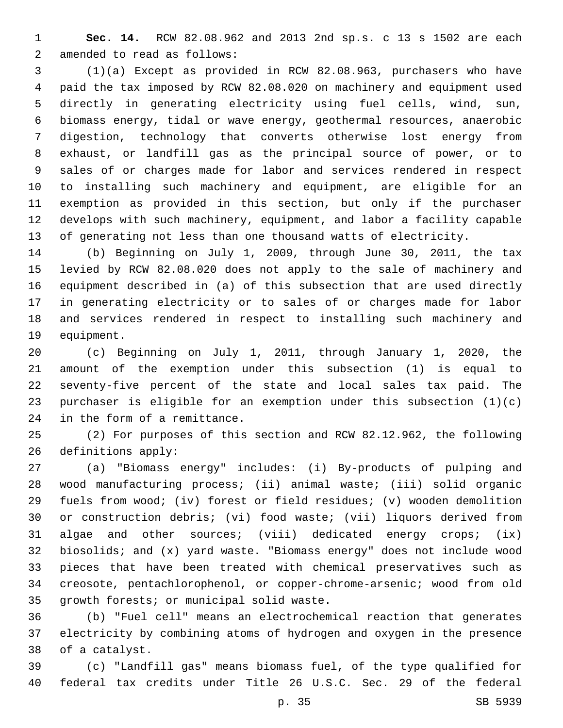**Sec. 14.** RCW 82.08.962 and 2013 2nd sp.s. c 13 s 1502 are each amended to read as follows:

(1)(a) Except as provided in RCW 82.08.963, purchasers who have paid the tax imposed by RCW 82.08.020 on machinery and equipment used directly in generating electricity using fuel cells, wind, sun, biomass energy, tidal or wave energy, geothermal resources, anaerobic digestion, technology that converts otherwise lost energy from exhaust, or landfill gas as the principal source of power, or to sales of or charges made for labor and services rendered in respect to installing such machinery and equipment, are eligible for an exemption as provided in this section, but only if the purchaser develops with such machinery, equipment, and labor a facility capable of generating not less than one thousand watts of electricity.

(b) Beginning on July 1, 2009, through June 30, 2011, the tax levied by RCW 82.08.020 does not apply to the sale of machinery and equipment described in (a) of this subsection that are used directly in generating electricity or to sales of or charges made for labor and services rendered in respect to installing such machinery and equipment.

(c) Beginning on July 1, 2011, through January 1, 2020, the amount of the exemption under this subsection (1) is equal to seventy-five percent of the state and local sales tax paid. The purchaser is eligible for an exemption under this subsection (1)(c) in the form of a remittance.

(2) For purposes of this section and RCW 82.12.962, the following definitions apply:

(a) "Biomass energy" includes: (i) By-products of pulping and wood manufacturing process; (ii) animal waste; (iii) solid organic fuels from wood; (iv) forest or field residues; (v) wooden demolition or construction debris; (vi) food waste; (vii) liquors derived from algae and other sources; (viii) dedicated energy crops; (ix) biosolids; and (x) yard waste. "Biomass energy" does not include wood pieces that have been treated with chemical preservatives such as creosote, pentachlorophenol, or copper-chrome-arsenic; wood from old growth forests; or municipal solid waste.

(b) "Fuel cell" means an electrochemical reaction that generates electricity by combining atoms of hydrogen and oxygen in the presence of a catalyst.

(c) "Landfill gas" means biomass fuel, of the type qualified for federal tax credits under Title 26 U.S.C. Sec. 29 of the federal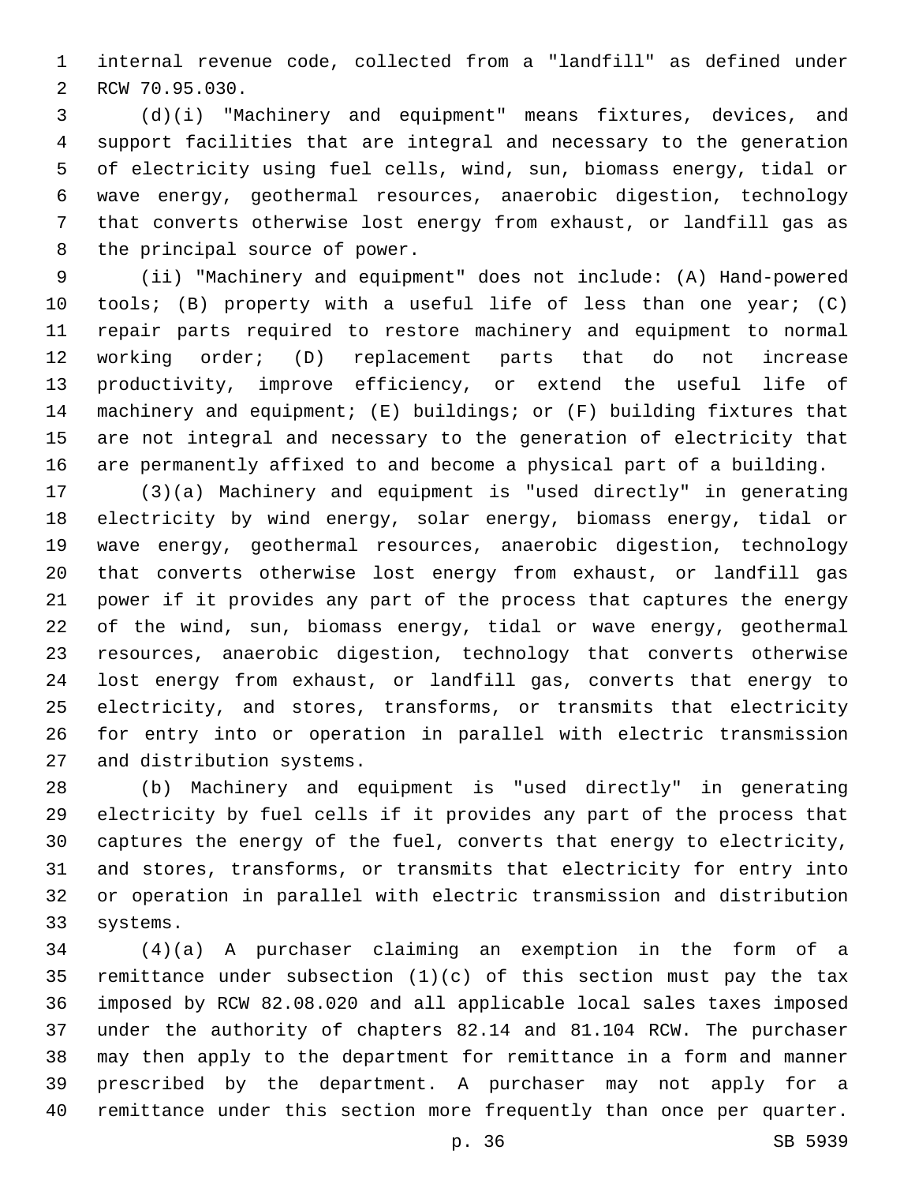internal revenue code, collected from a "landfill" as defined under RCW 70.95.030.

(d)(i) "Machinery and equipment" means fixtures, devices, and support facilities that are integral and necessary to the generation of electricity using fuel cells, wind, sun, biomass energy, tidal or wave energy, geothermal resources, anaerobic digestion, technology that converts otherwise lost energy from exhaust, or landfill gas as the principal source of power.

(ii) "Machinery and equipment" does not include: (A) Hand-powered tools; (B) property with a useful life of less than one year; (C) repair parts required to restore machinery and equipment to normal working order; (D) replacement parts that do not increase productivity, improve efficiency, or extend the useful life of machinery and equipment; (E) buildings; or (F) building fixtures that are not integral and necessary to the generation of electricity that are permanently affixed to and become a physical part of a building.

(3)(a) Machinery and equipment is "used directly" in generating electricity by wind energy, solar energy, biomass energy, tidal or wave energy, geothermal resources, anaerobic digestion, technology that converts otherwise lost energy from exhaust, or landfill gas power if it provides any part of the process that captures the energy of the wind, sun, biomass energy, tidal or wave energy, geothermal resources, anaerobic digestion, technology that converts otherwise lost energy from exhaust, or landfill gas, converts that energy to electricity, and stores, transforms, or transmits that electricity for entry into or operation in parallel with electric transmission and distribution systems.

(b) Machinery and equipment is "used directly" in generating electricity by fuel cells if it provides any part of the process that captures the energy of the fuel, converts that energy to electricity, and stores, transforms, or transmits that electricity for entry into or operation in parallel with electric transmission and distribution systems.

(4)(a) A purchaser claiming an exemption in the form of a remittance under subsection (1)(c) of this section must pay the tax imposed by RCW 82.08.020 and all applicable local sales taxes imposed under the authority of chapters 82.14 and 81.104 RCW. The purchaser may then apply to the department for remittance in a form and manner prescribed by the department. A purchaser may not apply for a remittance under this section more frequently than once per quarter.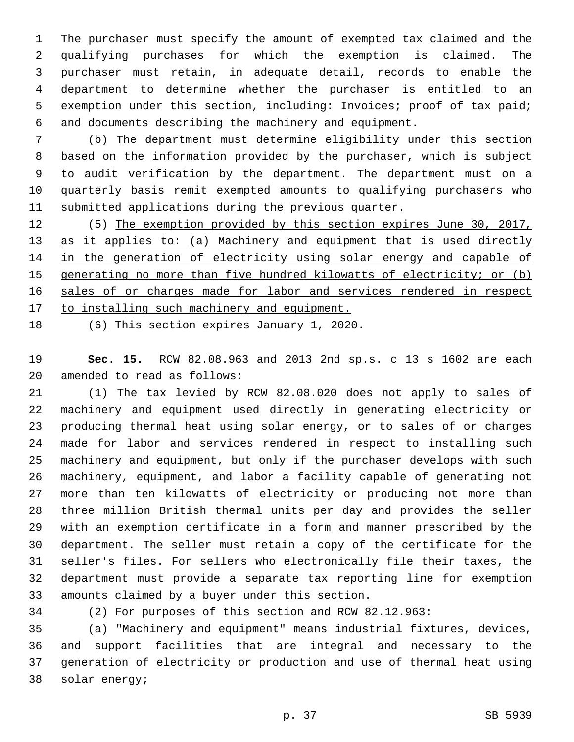The purchaser must specify the amount of exempted tax claimed and the qualifying purchases for which the exemption is claimed. The purchaser must retain, in adequate detail, records to enable the department to determine whether the purchaser is entitled to an exemption under this section, including: Invoices; proof of tax paid; and documents describing the machinery and equipment.

(b) The department must determine eligibility under this section based on the information provided by the purchaser, which is subject to audit verification by the department. The department must on a quarterly basis remit exempted amounts to qualifying purchasers who submitted applications during the previous quarter.

(5) <u>The exemption provided by this section expires June 30, 2017, as it applies to: (a) Machinery and equipment that is used directly in the generation of electricity using solar energy and capable of generating no more than five hundred kilowatts of electricity; or (b) sales of or charges made for labor and services rendered in respect to installing such machinery and equipment.</u>

<u>(6)</u> This section expires January 1, 2020.

**Sec. 15.** RCW 82.08.963 and 2013 2nd sp.s. c 13 s 1602 are each amended to read as follows:

(1) The tax levied by RCW 82.08.020 does not apply to sales of machinery and equipment used directly in generating electricity or producing thermal heat using solar energy, or to sales of or charges made for labor and services rendered in respect to installing such machinery and equipment, but only if the purchaser develops with such machinery, equipment, and labor a facility capable of generating not more than ten kilowatts of electricity or producing not more than three million British thermal units per day and provides the seller with an exemption certificate in a form and manner prescribed by the department. The seller must retain a copy of the certificate for the seller's files. For sellers who electronically file their taxes, the department must provide a separate tax reporting line for exemption amounts claimed by a buyer under this section.

(2) For purposes of this section and RCW 82.12.963:

(a) "Machinery and equipment" means industrial fixtures, devices, and support facilities that are integral and necessary to the generation of electricity or production and use of thermal heat using solar energy;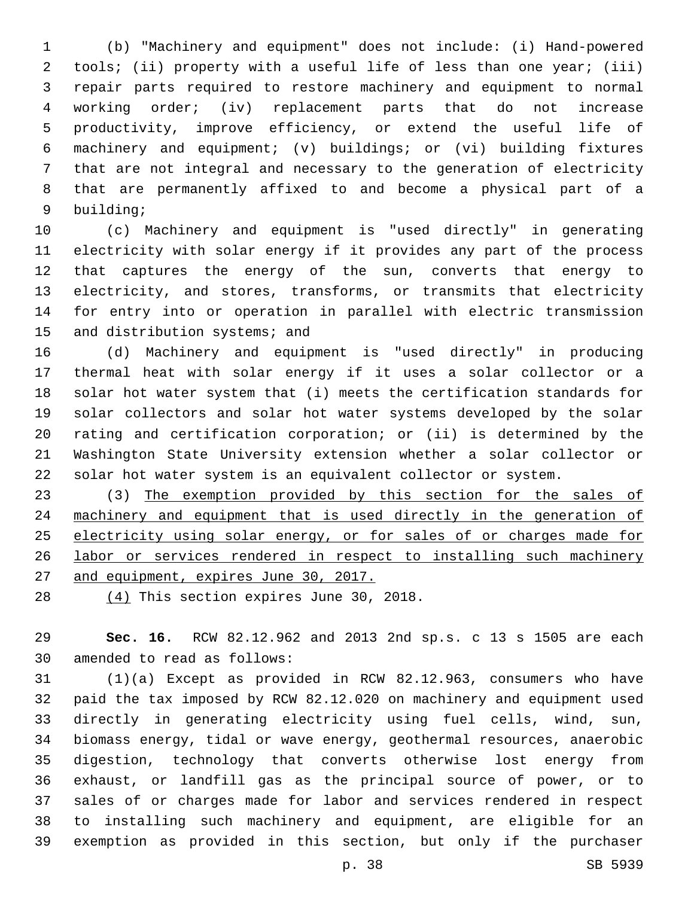(b) "Machinery and equipment" does not include: (i) Hand-powered tools; (ii) property with a useful life of less than one year; (iii) repair parts required to restore machinery and equipment to normal working order; (iv) replacement parts that do not increase productivity, improve efficiency, or extend the useful life of machinery and equipment; (v) buildings; or (vi) building fixtures that are not integral and necessary to the generation of electricity that are permanently affixed to and become a physical part of a building;

(c) Machinery and equipment is "used directly" in generating electricity with solar energy if it provides any part of the process that captures the energy of the sun, converts that energy to electricity, and stores, transforms, or transmits that electricity for entry into or operation in parallel with electric transmission and distribution systems; and

(d) Machinery and equipment is "used directly" in producing thermal heat with solar energy if it uses a solar collector or a solar hot water system that (i) meets the certification standards for solar collectors and solar hot water systems developed by the solar rating and certification corporation; or (ii) is determined by the Washington State University extension whether a solar collector or solar hot water system is an equivalent collector or system.

(3) <u>The exemption provided by this section for the sales of machinery and equipment that is used directly in the generation of electricity using solar energy, or for sales of or charges made for labor or services rendered in respect to installing such machinery and equipment, expires June 30, 2017.</u>

<u>(4)</u> This section expires June 30, 2018.

**Sec. 16.** RCW 82.12.962 and 2013 2nd sp.s. c 13 s 1505 are each amended to read as follows:

(1)(a) Except as provided in RCW 82.12.963, consumers who have paid the tax imposed by RCW 82.12.020 on machinery and equipment used directly in generating electricity using fuel cells, wind, sun, biomass energy, tidal or wave energy, geothermal resources, anaerobic digestion, technology that converts otherwise lost energy from exhaust, or landfill gas as the principal source of power, or to sales of or charges made for labor and services rendered in respect to installing such machinery and equipment, are eligible for an exemption as provided in this section, but only if the purchaser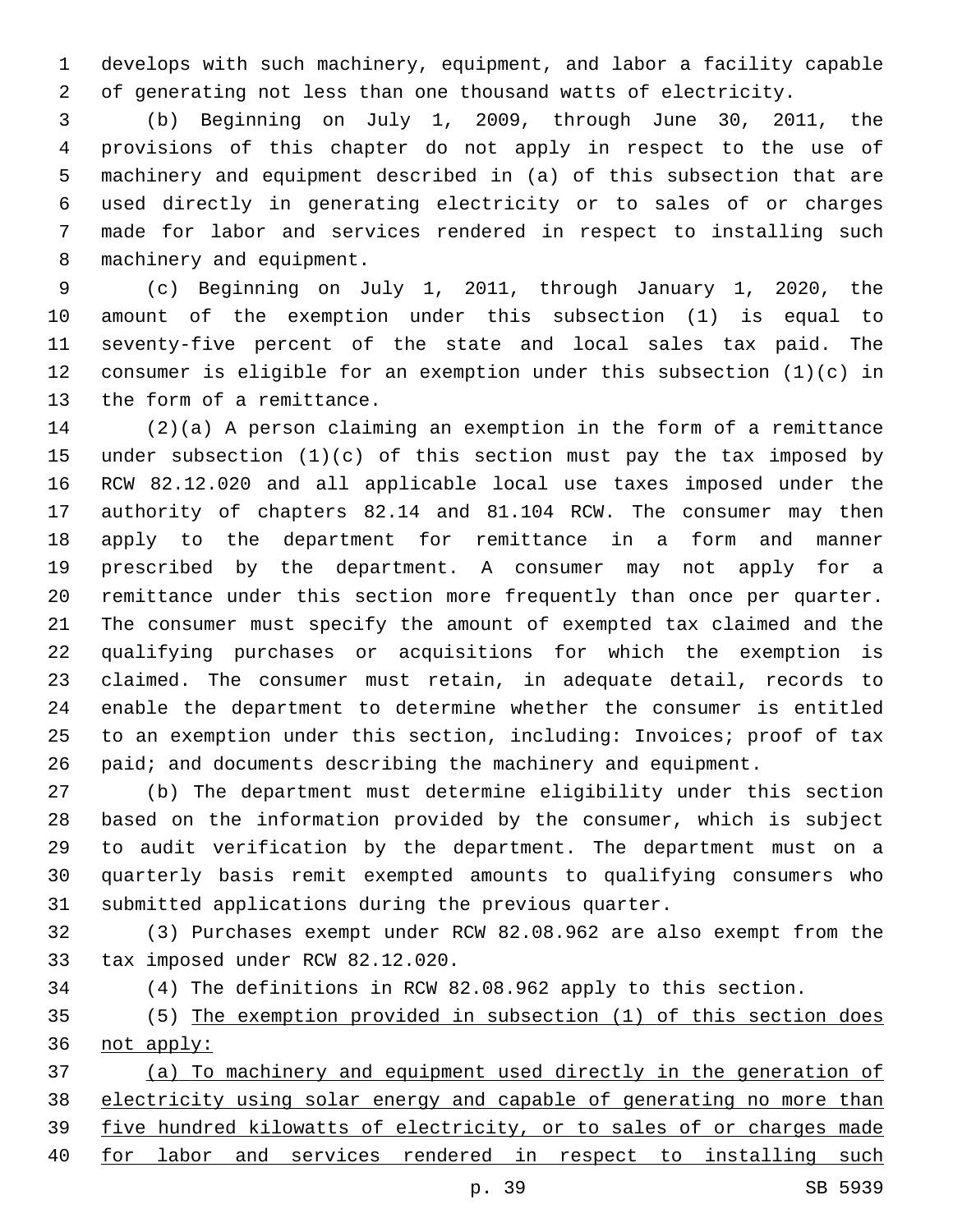develops with such machinery, equipment, and labor a facility capable of generating not less than one thousand watts of electricity.

(b) Beginning on July 1, 2009, through June 30, 2011, the provisions of this chapter do not apply in respect to the use of machinery and equipment described in (a) of this subsection that are used directly in generating electricity or to sales of or charges made for labor and services rendered in respect to installing such machinery and equipment.

(c) Beginning on July 1, 2011, through January 1, 2020, the amount of the exemption under this subsection (1) is equal to seventy-five percent of the state and local sales tax paid. The consumer is eligible for an exemption under this subsection (1)(c) in the form of a remittance.

(2)(a) A person claiming an exemption in the form of a remittance under subsection (1)(c) of this section must pay the tax imposed by RCW 82.12.020 and all applicable local use taxes imposed under the authority of chapters 82.14 and 81.104 RCW. The consumer may then apply to the department for remittance in a form and manner prescribed by the department. A consumer may not apply for a remittance under this section more frequently than once per quarter. The consumer must specify the amount of exempted tax claimed and the qualifying purchases or acquisitions for which the exemption is claimed. The consumer must retain, in adequate detail, records to enable the department to determine whether the consumer is entitled to an exemption under this section, including: Invoices; proof of tax paid; and documents describing the machinery and equipment.

(b) The department must determine eligibility under this section based on the information provided by the consumer, which is subject to audit verification by the department. The department must on a quarterly basis remit exempted amounts to qualifying consumers who submitted applications during the previous quarter.

(3) Purchases exempt under RCW 82.08.962 are also exempt from the tax imposed under RCW 82.12.020.

(4) The definitions in RCW 82.08.962 apply to this section.

(5) <u>The exemption provided in subsection (1) of this section does not apply:</u>

<u>(a) To machinery and equipment used directly in the generation of electricity using solar energy and capable of generating no more than five hundred kilowatts of electricity, or to sales of or charges made for labor and services rendered in respect to installing such</u>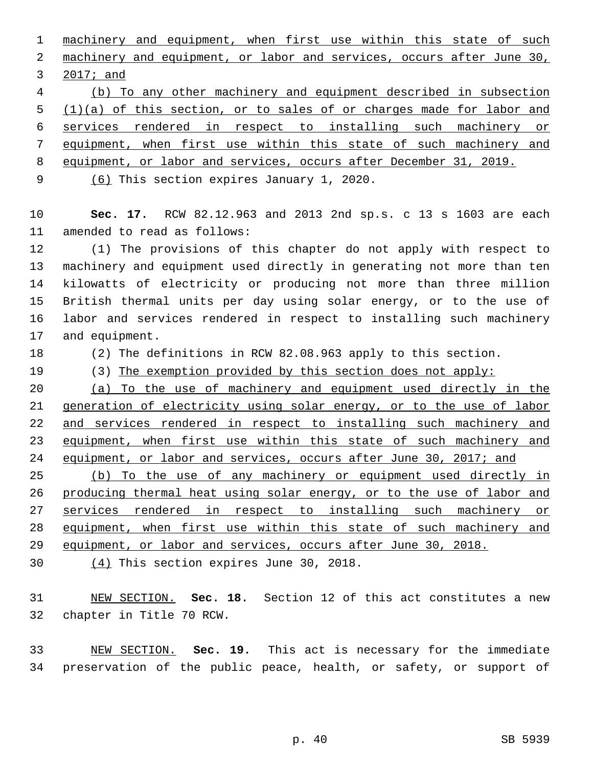machinery and equipment, when first use within this state of such machinery and equipment, or labor and services, occurs after June 30, 2017; and

(b) To any other machinery and equipment described in subsection (1)(a) of this section, or to sales of or charges made for labor and services rendered in respect to installing such machinery or equipment, when first use within this state of such machinery and equipment, or labor and services, occurs after December 31, 2019.

(6) This section expires January 1, 2020.

**Sec. 17.** RCW 82.12.963 and 2013 2nd sp.s. c 13 s 1603 are each amended to read as follows:

(1) The provisions of this chapter do not apply with respect to machinery and equipment used directly in generating not more than ten kilowatts of electricity or producing not more than three million British thermal units per day using solar energy, or to the use of labor and services rendered in respect to installing such machinery and equipment.

(2) The definitions in RCW 82.08.963 apply to this section.

(3) The exemption provided by this section does not apply:

(a) To the use of machinery and equipment used directly in the generation of electricity using solar energy, or to the use of labor and services rendered in respect to installing such machinery and equipment, when first use within this state of such machinery and equipment, or labor and services, occurs after June 30, 2017; and

(b) To the use of any machinery or equipment used directly in producing thermal heat using solar energy, or to the use of labor and services rendered in respect to installing such machinery or equipment, when first use within this state of such machinery and equipment, or labor and services, occurs after June 30, 2018.

(4) This section expires June 30, 2018.

NEW SECTION. **Sec. 18.** Section 12 of this act constitutes a new chapter in Title 70 RCW.

NEW SECTION. **Sec. 19.** This act is necessary for the immediate preservation of the public peace, health, or safety, or support of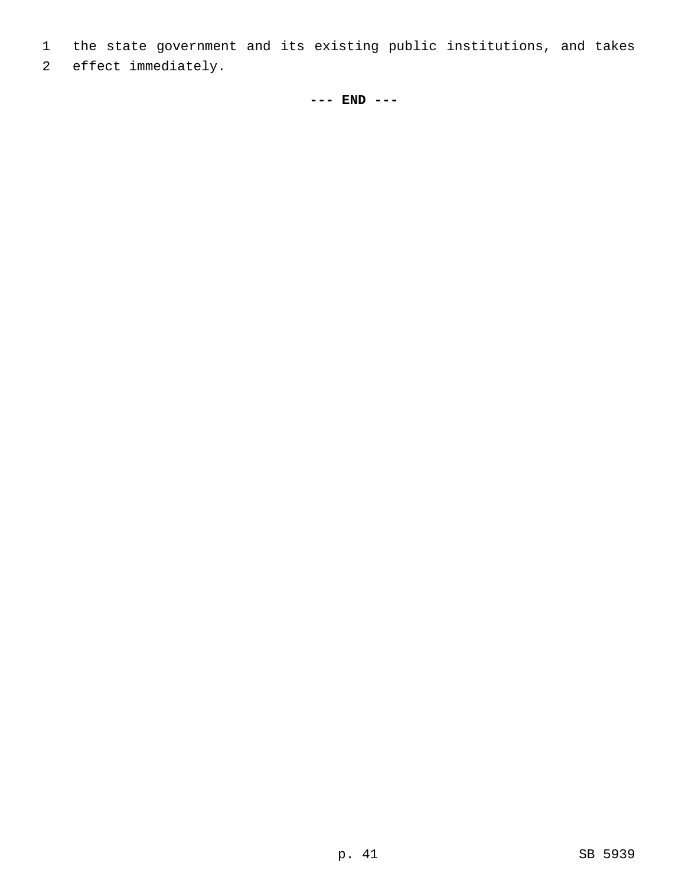the state government and its existing public institutions, and takes effect immediately.

**--- END ---**